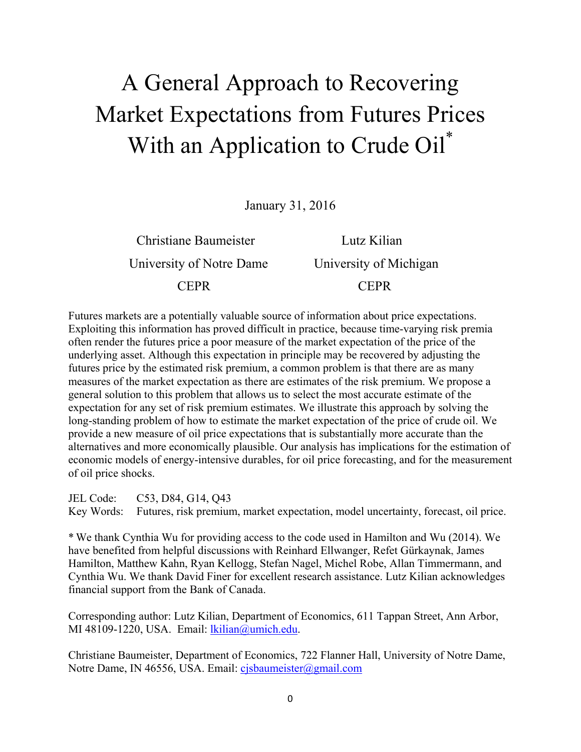# A General Approach to Recovering Market Expectations from Futures Prices With an Application to Crude Oil*

January 31, 2016

| Christiane Baumeister | Lutz Kilian |
|---|---|
| University of Notre Dame | University of Michigan |
| CEPR | CEPR |

Futures markets are a potentially valuable source of information about price expectations. Exploiting this information has proved difficult in practice, because time-varying risk premia often render the futures price a poor measure of the market expectation of the price of the underlying asset. Although this expectation in principle may be recovered by adjusting the futures price by the estimated risk premium, a common problem is that there are as many measures of the market expectation as there are estimates of the risk premium. We propose a general solution to this problem that allows us to select the most accurate estimate of the expectation for any set of risk premium estimates. We illustrate this approach by solving the long-standing problem of how to estimate the market expectation of the price of crude oil. We provide a new measure of oil price expectations that is substantially more accurate than the alternatives and more economically plausible. Our analysis has implications for the estimation of economic models of energy-intensive durables, for oil price forecasting, and for the measurement of oil price shocks.

JEL Code: C53, D84, G14, Q43

Key Words: Futures, risk premium, market expectation, model uncertainty, forecast, oil price.

* We thank Cynthia Wu for providing access to the code used in Hamilton and Wu (2014). We have benefited from helpful discussions with Reinhard Ellwanger, Refet Gürkaynak, James Hamilton, Matthew Kahn, Ryan Kellogg, Stefan Nagel, Michel Robe, Allan Timmermann, and Cynthia Wu. We thank David Finer for excellent research assistance. Lutz Kilian acknowledges financial support from the Bank of Canada.

Corresponding author: Lutz Kilian, Department of Economics, 611 Tappan Street, Ann Arbor, MI 48109-1220, USA. Email: lkilian@umich.edu.

Christiane Baumeister, Department of Economics, 722 Flanner Hall, University of Notre Dame, Notre Dame, IN 46556, USA. Email: cjsbaumeister@gmail.com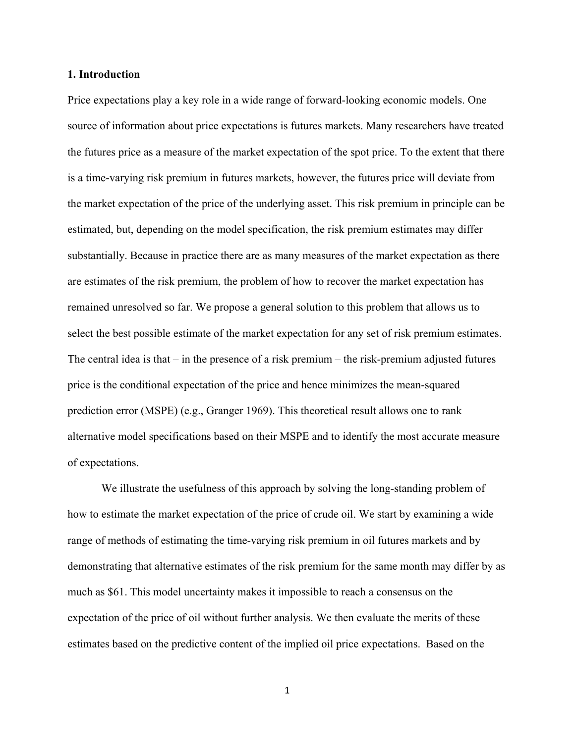## 1. Introduction

Price expectations play a key role in a wide range of forward-looking economic models. One source of information about price expectations is futures markets. Many researchers have treated the futures price as a measure of the market expectation of the spot price. To the extent that there is a time-varying risk premium in futures markets, however, the futures price will deviate from the market expectation of the price of the underlying asset. This risk premium in principle can be estimated, but, depending on the model specification, the risk premium estimates may differ substantially. Because in practice there are as many measures of the market expectation as there are estimates of the risk premium, the problem of how to recover the market expectation has remained unresolved so far. We propose a general solution to this problem that allows us to select the best possible estimate of the market expectation for any set of risk premium estimates. The central idea is that – in the presence of a risk premium – the risk-premium adjusted futures price is the conditional expectation of the price and hence minimizes the mean-squared prediction error (MSPE) (e.g., Granger 1969). This theoretical result allows one to rank alternative model specifications based on their MSPE and to identify the most accurate measure of expectations.

We illustrate the usefulness of this approach by solving the long-standing problem of how to estimate the market expectation of the price of crude oil. We start by examining a wide range of methods of estimating the time-varying risk premium in oil futures markets and by demonstrating that alternative estimates of the risk premium for the same month may differ by as much as $61. This model uncertainty makes it impossible to reach a consensus on the expectation of the price of oil without further analysis. We then evaluate the merits of these estimates based on the predictive content of the implied oil price expectations. Based on the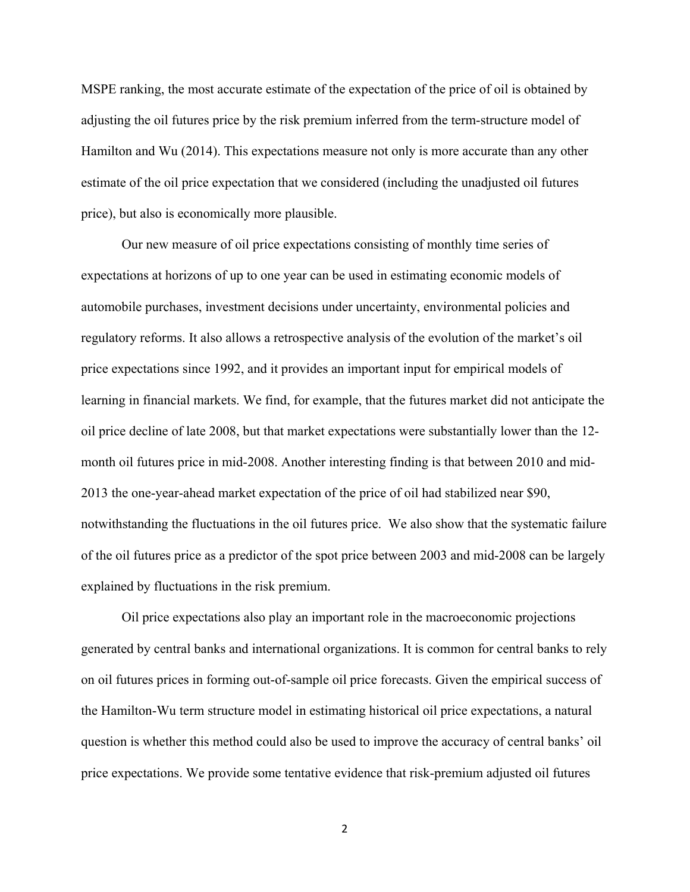MSPE ranking, the most accurate estimate of the expectation of the price of oil is obtained by adjusting the oil futures price by the risk premium inferred from the term-structure model of Hamilton and Wu (2014). This expectations measure not only is more accurate than any other estimate of the oil price expectation that we considered (including the unadjusted oil futures price), but also is economically more plausible.

Our new measure of oil price expectations consisting of monthly time series of expectations at horizons of up to one year can be used in estimating economic models of automobile purchases, investment decisions under uncertainty, environmental policies and regulatory reforms. It also allows a retrospective analysis of the evolution of the market's oil price expectations since 1992, and it provides an important input for empirical models of learning in financial markets. We find, for example, that the futures market did not anticipate the oil price decline of late 2008, but that market expectations were substantially lower than the 12-month oil futures price in mid-2008. Another interesting finding is that between 2010 and mid-2013 the one-year-ahead market expectation of the price of oil had stabilized near \$90, notwithstanding the fluctuations in the oil futures price. We also show that the systematic failure of the oil futures price as a predictor of the spot price between 2003 and mid-2008 can be largely explained by fluctuations in the risk premium.

Oil price expectations also play an important role in the macroeconomic projections generated by central banks and international organizations. It is common for central banks to rely on oil futures prices in forming out-of-sample oil price forecasts. Given the empirical success of the Hamilton-Wu term structure model in estimating historical oil price expectations, a natural question is whether this method could also be used to improve the accuracy of central banks' oil price expectations. We provide some tentative evidence that risk-premium adjusted oil futures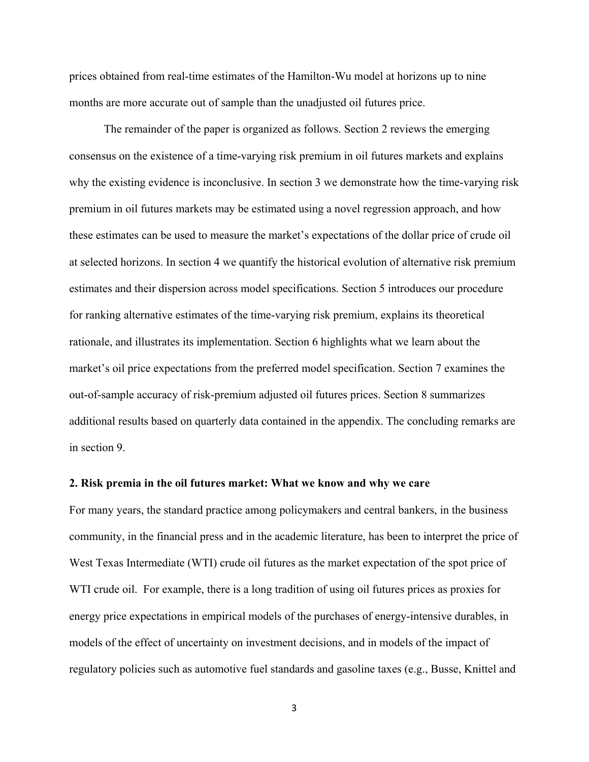prices obtained from real-time estimates of the Hamilton-Wu model at horizons up to nine months are more accurate out of sample than the unadjusted oil futures price.

The remainder of the paper is organized as follows. Section 2 reviews the emerging consensus on the existence of a time-varying risk premium in oil futures markets and explains why the existing evidence is inconclusive. In section 3 we demonstrate how the time-varying risk premium in oil futures markets may be estimated using a novel regression approach, and how these estimates can be used to measure the market's expectations of the dollar price of crude oil at selected horizons. In section 4 we quantify the historical evolution of alternative risk premium estimates and their dispersion across model specifications. Section 5 introduces our procedure for ranking alternative estimates of the time-varying risk premium, explains its theoretical rationale, and illustrates its implementation. Section 6 highlights what we learn about the market's oil price expectations from the preferred model specification. Section 7 examines the out-of-sample accuracy of risk-premium adjusted oil futures prices. Section 8 summarizes additional results based on quarterly data contained in the appendix. The concluding remarks are in section 9.

## 2. Risk premia in the oil futures market: What we know and why we care

For many years, the standard practice among policymakers and central bankers, in the business community, in the financial press and in the academic literature, has been to interpret the price of West Texas Intermediate (WTI) crude oil futures as the market expectation of the spot price of WTI crude oil. For example, there is a long tradition of using oil futures prices as proxies for energy price expectations in empirical models of the purchases of energy-intensive durables, in models of the effect of uncertainty on investment decisions, and in models of the impact of regulatory policies such as automotive fuel standards and gasoline taxes (e.g., Busse, Knittel and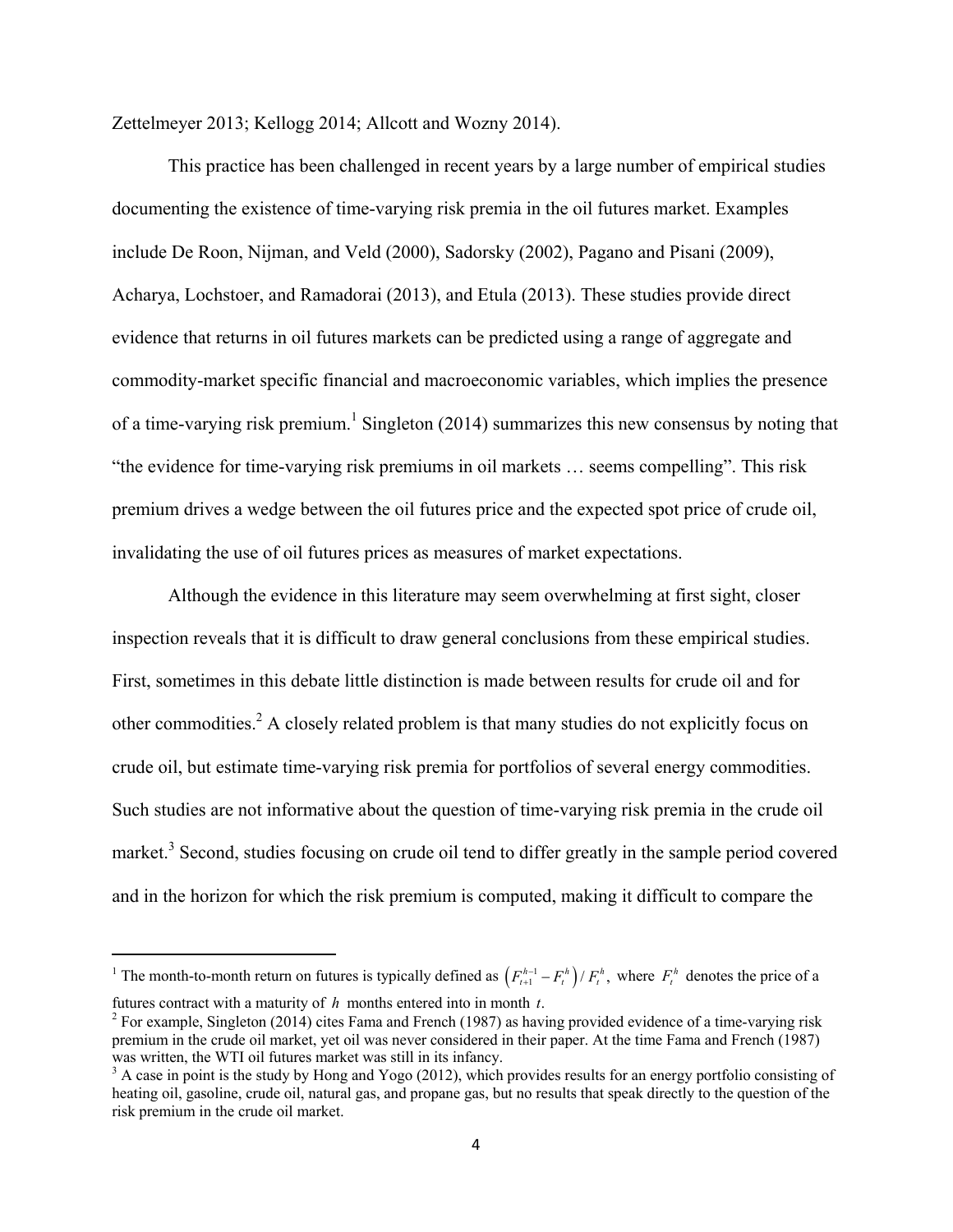Zettelmeyer 2013; Kellogg 2014; Allcott and Wozny 2014).

This practice has been challenged in recent years by a large number of empirical studies documenting the existence of time-varying risk premia in the oil futures market. Examples include De Roon, Nijman, and Veld (2000), Sadorsky (2002), Pagano and Pisani (2009), Acharya, Lochstoer, and Ramadorai (2013), and Etula (2013). These studies provide direct evidence that returns in oil futures markets can be predicted using a range of aggregate and commodity-market specific financial and macroeconomic variables, which implies the presence of a time-varying risk premium.[1] Singleton (2014) summarizes this new consensus by noting that "the evidence for time-varying risk premiums in oil markets … seems compelling". This risk premium drives a wedge between the oil futures price and the expected spot price of crude oil, invalidating the use of oil futures prices as measures of market expectations.

Although the evidence in this literature may seem overwhelming at first sight, closer inspection reveals that it is difficult to draw general conclusions from these empirical studies. First, sometimes in this debate little distinction is made between results for crude oil and for other commodities.[2] A closely related problem is that many studies do not explicitly focus on crude oil, but estimate time-varying risk premia for portfolios of several energy commodities. Such studies are not informative about the question of time-varying risk premia in the crude oil market.[3] Second, studies focusing on crude oil tend to differ greatly in the sample period covered and in the horizon for which the risk premium is computed, making it difficult to compare the

---

[1] The month-to-month return on futures is typically defined as $\left(F_{t+1}^{h-1} - F_t^h\right)/F_t^h$, where $F_t^h$ denotes the price of a futures contract with a maturity of $h$ months entered into in month $t$.

[2] For example, Singleton (2014) cites Fama and French (1987) as having provided evidence of a time-varying risk premium in the crude oil market, yet oil was never considered in their paper. At the time Fama and French (1987) was written, the WTI oil futures market was still in its infancy.

[3] A case in point is the study by Hong and Yogo (2012), which provides results for an energy portfolio consisting of heating oil, gasoline, crude oil, natural gas, and propane gas, but no results that speak directly to the question of the risk premium in the crude oil market.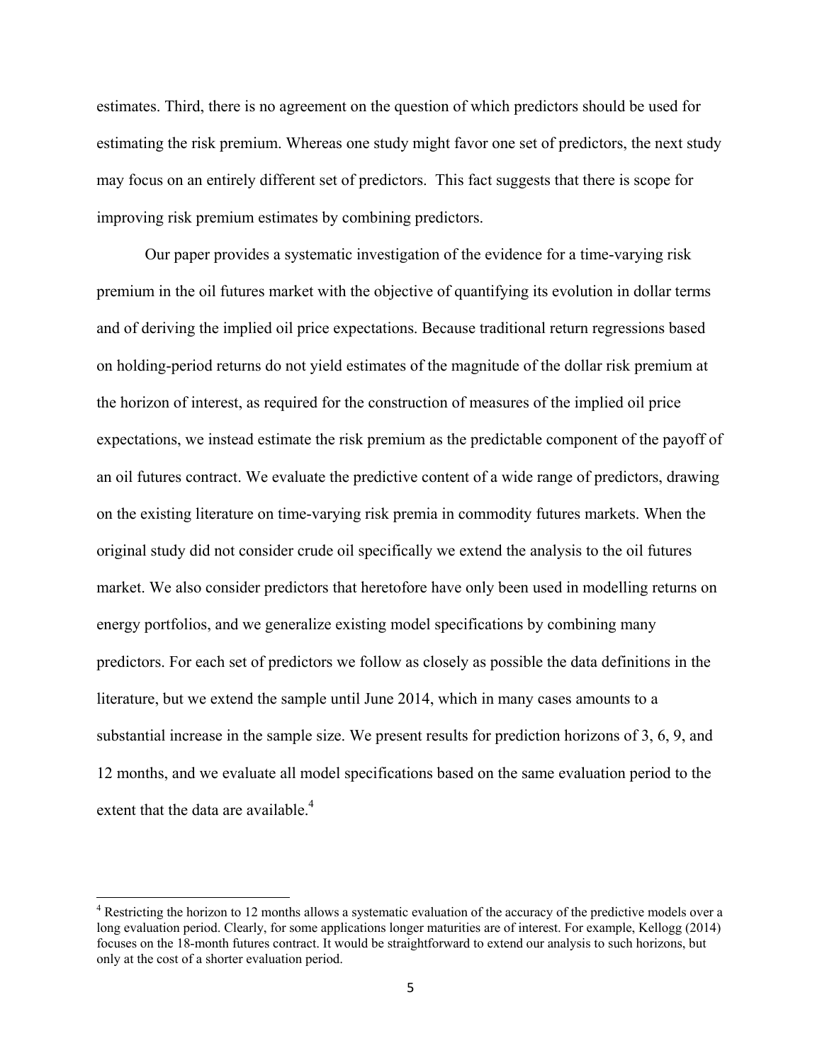estimates. Third, there is no agreement on the question of which predictors should be used for estimating the risk premium. Whereas one study might favor one set of predictors, the next study may focus on an entirely different set of predictors. This fact suggests that there is scope for improving risk premium estimates by combining predictors.

Our paper provides a systematic investigation of the evidence for a time-varying risk premium in the oil futures market with the objective of quantifying its evolution in dollar terms and of deriving the implied oil price expectations. Because traditional return regressions based on holding-period returns do not yield estimates of the magnitude of the dollar risk premium at the horizon of interest, as required for the construction of measures of the implied oil price expectations, we instead estimate the risk premium as the predictable component of the payoff of an oil futures contract. We evaluate the predictive content of a wide range of predictors, drawing on the existing literature on time-varying risk premia in commodity futures markets. When the original study did not consider crude oil specifically we extend the analysis to the oil futures market. We also consider predictors that heretofore have only been used in modelling returns on energy portfolios, and we generalize existing model specifications by combining many predictors. For each set of predictors we follow as closely as possible the data definitions in the literature, but we extend the sample until June 2014, which in many cases amounts to a substantial increase in the sample size. We present results for prediction horizons of 3, 6, 9, and 12 months, and we evaluate all model specifications based on the same evaluation period to the extent that the data are available.[4]

[4] Restricting the horizon to 12 months allows a systematic evaluation of the accuracy of the predictive models over a long evaluation period. Clearly, for some applications longer maturities are of interest. For example, Kellogg (2014) focuses on the 18-month futures contract. It would be straightforward to extend our analysis to such horizons, but only at the cost of a shorter evaluation period.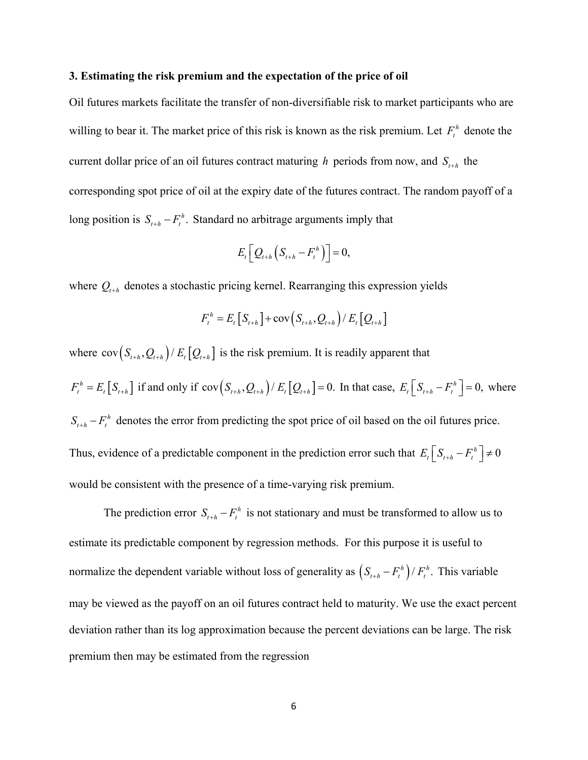### 3. Estimating the risk premium and the expectation of the price of oil

Oil futures markets facilitate the transfer of non-diversifiable risk to market participants who are willing to bear it. The market price of this risk is known as the risk premium. Let $F_t^h$ denote the current dollar price of an oil futures contract maturing $h$ periods from now, and $S_{t+h}$ the corresponding spot price of oil at the expiry date of the futures contract. The random payoff of a long position is $S_{t+h} - F_t^h$. Standard no arbitrage arguments imply that

$$E_t\left[Q_{t+h}\left(S_{t+h} - F_t^h\right)\right] = 0,$$

where $Q_{t+h}$ denotes a stochastic pricing kernel. Rearranging this expression yields

$$F_t^h = E_t\left[S_{t+h}\right] + \text{cov}\left(S_{t+h}, Q_{t+h}\right) / E_t\left[Q_{t+h}\right]$$

where $\text{cov}\left(S_{t+h}, Q_{t+h}\right) / E_t\left[Q_{t+h}\right]$ is the risk premium. It is readily apparent that $F_t^h = E_t\left[S_{t+h}\right]$ if and only if $\text{cov}\left(S_{t+h}, Q_{t+h}\right) / E_t\left[Q_{t+h}\right] = 0.$ In that case, $E_t\left[S_{t+h} - F_t^h\right] = 0,$ where $S_{t+h} - F_t^h$ denotes the error from predicting the spot price of oil based on the oil futures price. Thus, evidence of a predictable component in the prediction error such that $E_t\left[S_{t+h} - F_t^h\right] \neq 0$ would be consistent with the presence of a time-varying risk premium.

The prediction error $S_{t+h} - F_t^h$ is not stationary and must be transformed to allow us to estimate its predictable component by regression methods. For this purpose it is useful to normalize the dependent variable without loss of generality as $\left(S_{t+h} - F_t^h\right) / F_t^h$. This variable may be viewed as the payoff on an oil futures contract held to maturity. We use the exact percent deviation rather than its log approximation because the percent deviations can be large. The risk premium then may be estimated from the regression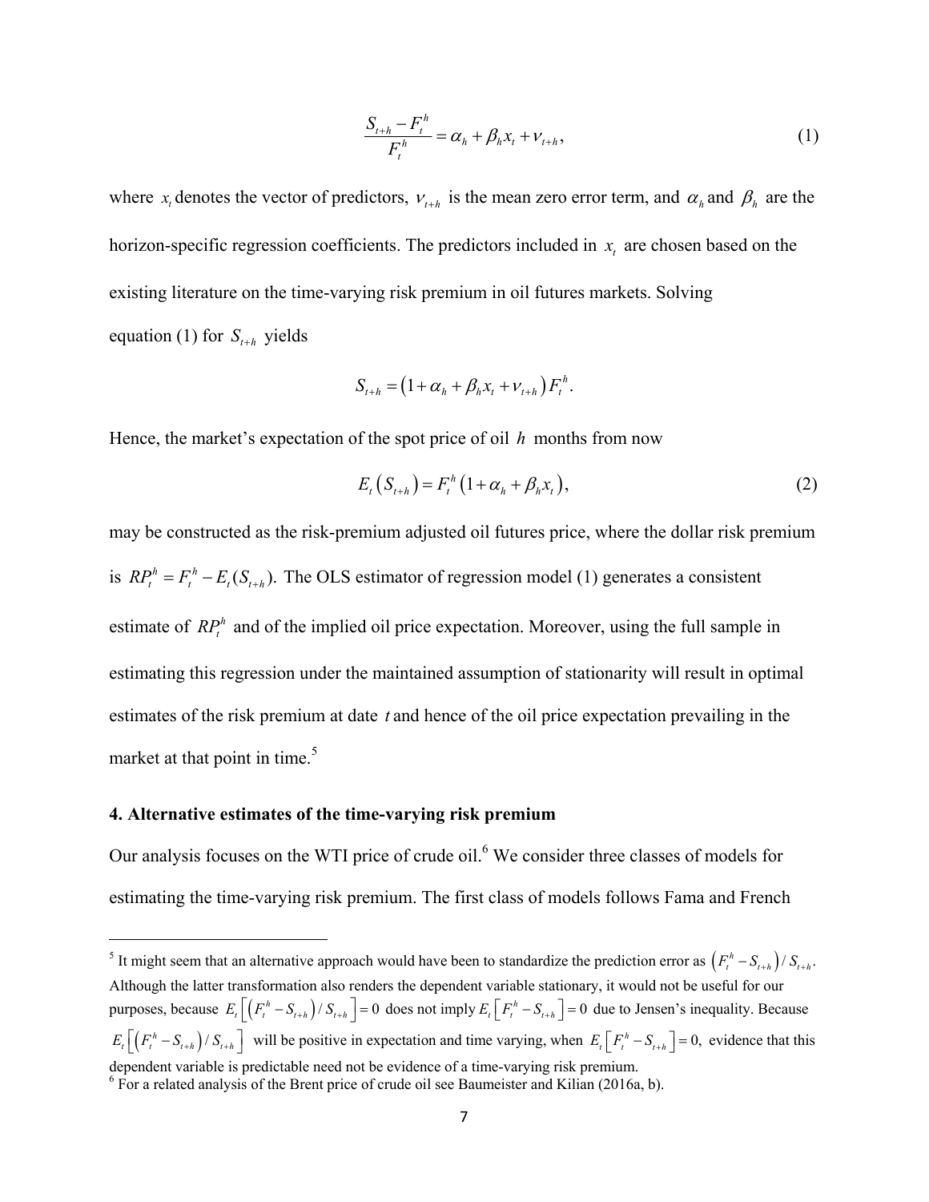$$\frac{S_{t+h} - F_t^h}{F_t^h} = \alpha_h + \beta_h x_t + \nu_{t+h}, \tag{1}$$

where $x_t$ denotes the vector of predictors, $\nu_{t+h}$ is the mean zero error term, and $\alpha_h$ and $\beta_h$ are the horizon-specific regression coefficients. The predictors included in $x_t$ are chosen based on the existing literature on the time-varying risk premium in oil futures markets. Solving equation (1) for $S_{t+h}$ yields

$$S_{t+h} = \left(1 + \alpha_h + \beta_h x_t + \nu_{t+h}\right) F_t^h.$$

Hence, the market's expectation of the spot price of oil $h$ months from now

$$E_t\left(S_{t+h}\right) = F_t^h\left(1 + \alpha_h + \beta_h x_t\right), \tag{2}$$

may be constructed as the risk-premium adjusted oil futures price, where the dollar risk premium is $RP_t^h = F_t^h - E_t(S_{t+h})$. The OLS estimator of regression model (1) generates a consistent estimate of $RP_t^h$ and of the implied oil price expectation. Moreover, using the full sample in estimating this regression under the maintained assumption of stationarity will result in optimal estimates of the risk premium at date $t$ and hence of the oil price expectation prevailing in the market at that point in time.[5]

## 4. Alternative estimates of the time-varying risk premium

Our analysis focuses on the WTI price of crude oil.[6] We consider three classes of models for estimating the time-varying risk premium. The first class of models follows Fama and French

---

[5] It might seem that an alternative approach would have been to standardize the prediction error as $\left(F_t^h - S_{t+h}\right)/S_{t+h}$. Although the latter transformation also renders the dependent variable stationary, it would not be useful for our purposes, because $E_t\left[\left(F_t^h - S_{t+h}\right)/S_{t+h}\right] = 0$ does not imply $E_t\left[F_t^h - S_{t+h}\right] = 0$ due to Jensen's inequality. Because $E_t\left[\left(F_t^h - S_{t+h}\right)/S_{t+h}\right]$ will be positive in expectation and time varying, when $E_t\left[F_t^h - S_{t+h}\right] = 0$, evidence that this dependent variable is predictable need not be evidence of a time-varying risk premium.

[6] For a related analysis of the Brent price of crude oil see Baumeister and Kilian (2016a, b).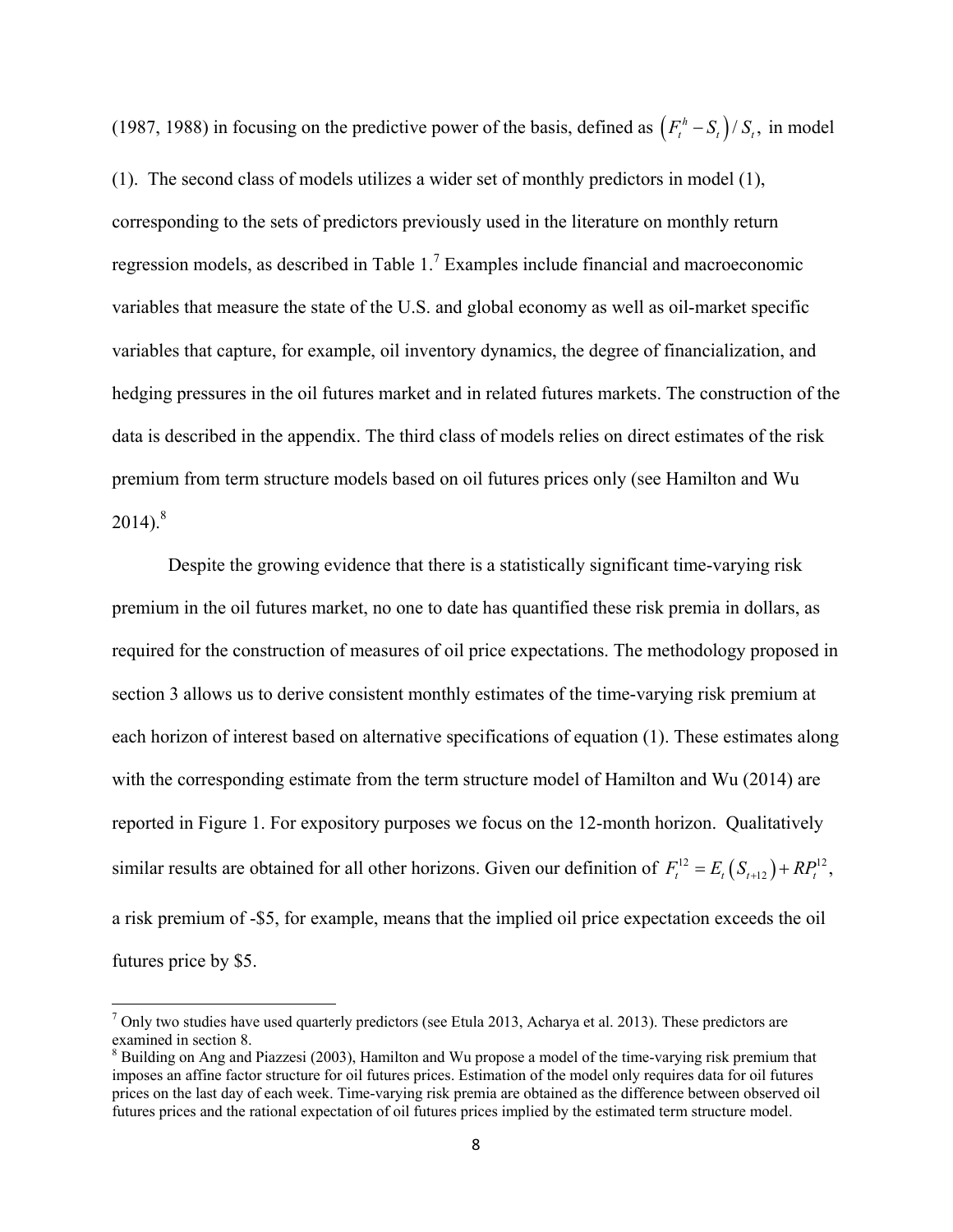(1987, 1988) in focusing on the predictive power of the basis, defined as $\left(F_t^h - S_t\right)/S_t$, in model (1). The second class of models utilizes a wider set of monthly predictors in model (1), corresponding to the sets of predictors previously used in the literature on monthly return regression models, as described in Table 1.[7] Examples include financial and macroeconomic variables that measure the state of the U.S. and global economy as well as oil-market specific variables that capture, for example, oil inventory dynamics, the degree of financialization, and hedging pressures in the oil futures market and in related futures markets. The construction of the data is described in the appendix. The third class of models relies on direct estimates of the risk premium from term structure models based on oil futures prices only (see Hamilton and Wu 2014).[8]

Despite the growing evidence that there is a statistically significant time-varying risk premium in the oil futures market, no one to date has quantified these risk premia in dollars, as required for the construction of measures of oil price expectations. The methodology proposed in section 3 allows us to derive consistent monthly estimates of the time-varying risk premium at each horizon of interest based on alternative specifications of equation (1). These estimates along with the corresponding estimate from the term structure model of Hamilton and Wu (2014) are reported in Figure 1. For expository purposes we focus on the 12-month horizon. Qualitatively similar results are obtained for all other horizons. Given our definition of $F_t^{12} = E_t\left(S_{t+12}\right) + RP_t^{12}$, a risk premium of -\$5, for example, means that the implied oil price expectation exceeds the oil futures price by \$5.

---

[7] Only two studies have used quarterly predictors (see Etula 2013, Acharya et al. 2013). These predictors are examined in section 8.

[8] Building on Ang and Piazzesi (2003), Hamilton and Wu propose a model of the time-varying risk premium that imposes an affine factor structure for oil futures prices. Estimation of the model only requires data for oil futures prices on the last day of each week. Time-varying risk premia are obtained as the difference between observed oil futures prices and the rational expectation of oil futures prices implied by the estimated term structure model.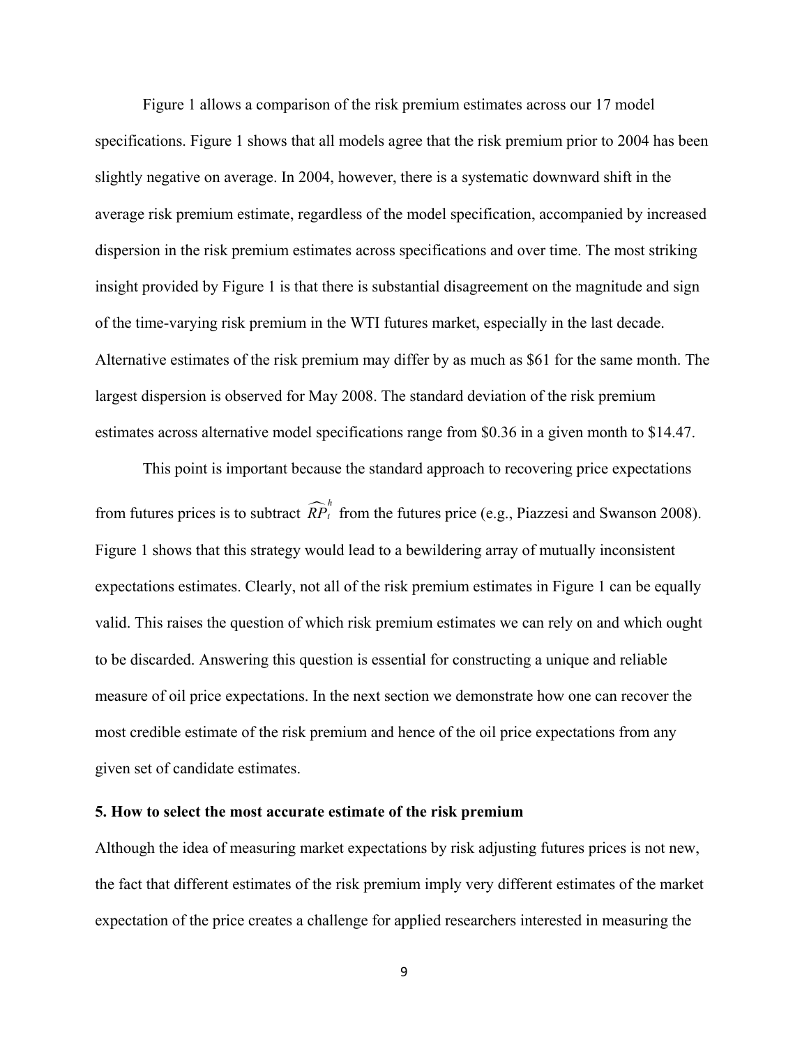Figure 1 allows a comparison of the risk premium estimates across our 17 model specifications. Figure 1 shows that all models agree that the risk premium prior to 2004 has been slightly negative on average. In 2004, however, there is a systematic downward shift in the average risk premium estimate, regardless of the model specification, accompanied by increased dispersion in the risk premium estimates across specifications and over time. The most striking insight provided by Figure 1 is that there is substantial disagreement on the magnitude and sign of the time-varying risk premium in the WTI futures market, especially in the last decade. Alternative estimates of the risk premium may differ by as much as $61 for the same month. The largest dispersion is observed for May 2008. The standard deviation of the risk premium estimates across alternative model specifications range from $0.36 in a given month to $14.47.

This point is important because the standard approach to recovering price expectations from futures prices is to subtract $\widehat{RP}_t^h$ from the futures price (e.g., Piazzesi and Swanson 2008). Figure 1 shows that this strategy would lead to a bewildering array of mutually inconsistent expectations estimates. Clearly, not all of the risk premium estimates in Figure 1 can be equally valid. This raises the question of which risk premium estimates we can rely on and which ought to be discarded. Answering this question is essential for constructing a unique and reliable measure of oil price expectations. In the next section we demonstrate how one can recover the most credible estimate of the risk premium and hence of the oil price expectations from any given set of candidate estimates.

## 5. How to select the most accurate estimate of the risk premium

Although the idea of measuring market expectations by risk adjusting futures prices is not new, the fact that different estimates of the risk premium imply very different estimates of the market expectation of the price creates a challenge for applied researchers interested in measuring the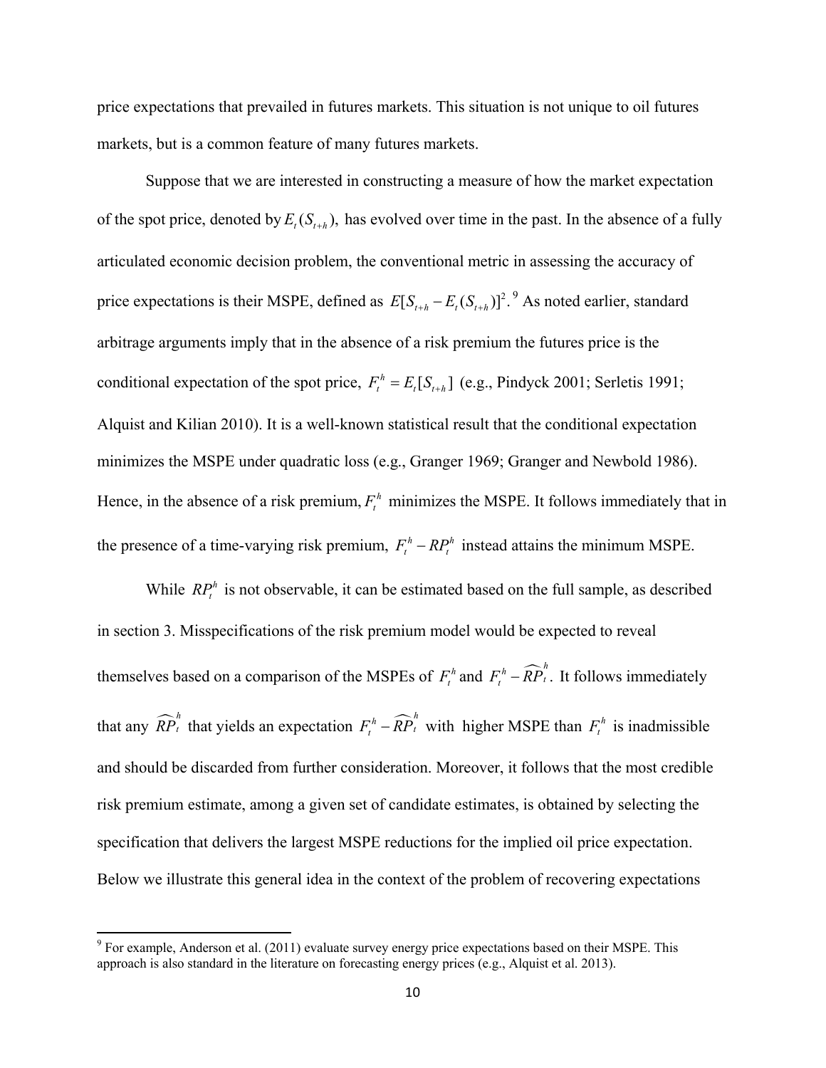price expectations that prevailed in futures markets. This situation is not unique to oil futures markets, but is a common feature of many futures markets.

Suppose that we are interested in constructing a measure of how the market expectation of the spot price, denoted by $E_t(S_{t+h})$, has evolved over time in the past. In the absence of a fully articulated economic decision problem, the conventional metric in assessing the accuracy of price expectations is their MSPE, defined as $E[S_{t+h} - E_t(S_{t+h})]^2$.[9] As noted earlier, standard arbitrage arguments imply that in the absence of a risk premium the futures price is the conditional expectation of the spot price, $F_t^h = E_t[S_{t+h}]$ (e.g., Pindyck 2001; Serletis 1991; Alquist and Kilian 2010). It is a well-known statistical result that the conditional expectation minimizes the MSPE under quadratic loss (e.g., Granger 1969; Granger and Newbold 1986). Hence, in the absence of a risk premium, $F_t^h$ minimizes the MSPE. It follows immediately that in the presence of a time-varying risk premium, $F_t^h - RP_t^h$ instead attains the minimum MSPE.

While $RP_t^h$ is not observable, it can be estimated based on the full sample, as described in section 3. Misspecifications of the risk premium model would be expected to reveal themselves based on a comparison of the MSPEs of $F_t^h$ and $F_t^h - \widehat{RP}_t^h$. It follows immediately that any $\widehat{RP}_t^h$ that yields an expectation $F_t^h - \widehat{RP}_t^h$ with higher MSPE than $F_t^h$ is inadmissible and should be discarded from further consideration. Moreover, it follows that the most credible risk premium estimate, among a given set of candidate estimates, is obtained by selecting the specification that delivers the largest MSPE reductions for the implied oil price expectation. Below we illustrate this general idea in the context of the problem of recovering expectations

[9] For example, Anderson et al. (2011) evaluate survey energy price expectations based on their MSPE. This approach is also standard in the literature on forecasting energy prices (e.g., Alquist et al. 2013).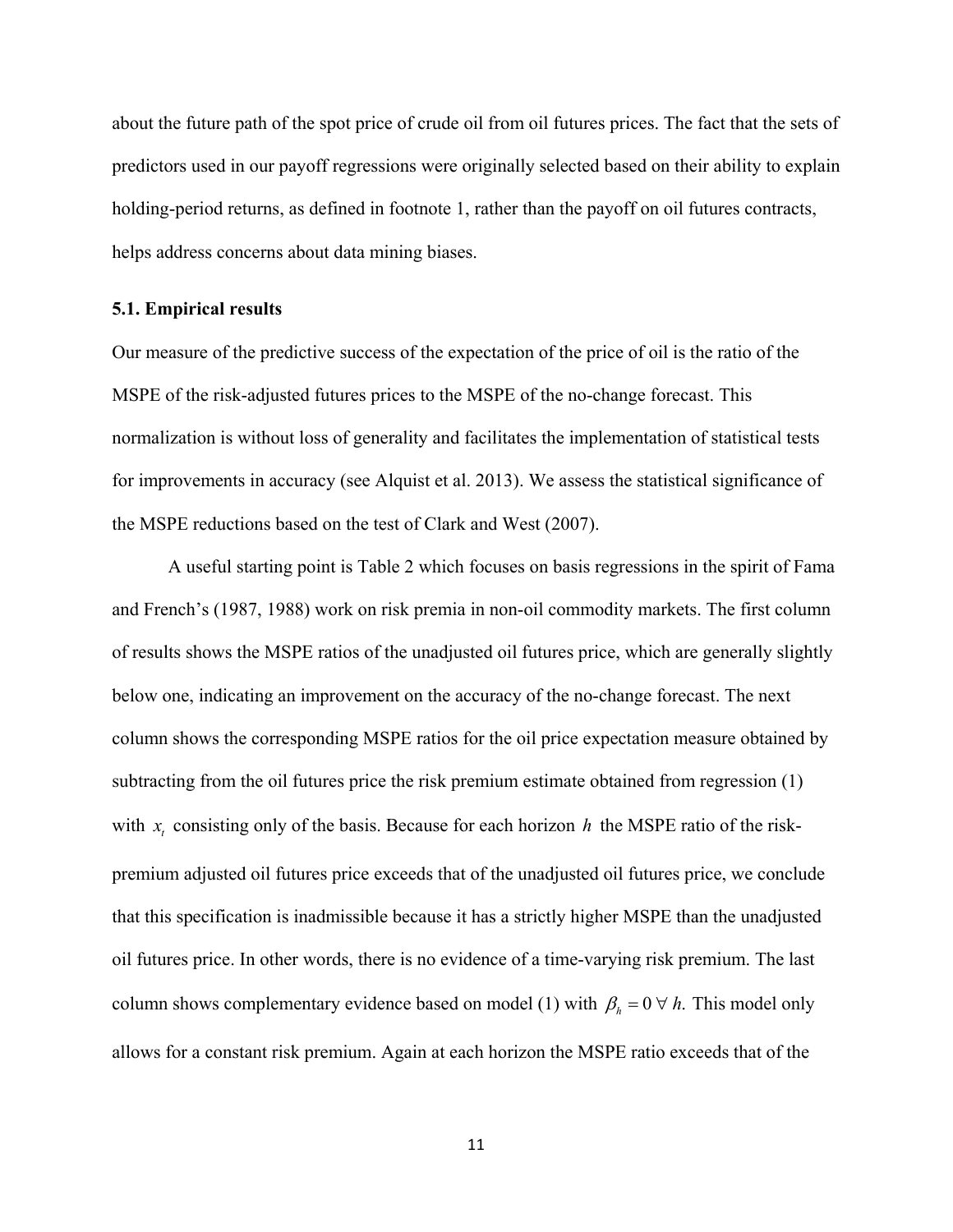about the future path of the spot price of crude oil from oil futures prices. The fact that the sets of predictors used in our payoff regressions were originally selected based on their ability to explain holding-period returns, as defined in footnote 1, rather than the payoff on oil futures contracts, helps address concerns about data mining biases.

### 5.1. Empirical results

Our measure of the predictive success of the expectation of the price of oil is the ratio of the MSPE of the risk-adjusted futures prices to the MSPE of the no-change forecast. This normalization is without loss of generality and facilitates the implementation of statistical tests for improvements in accuracy (see Alquist et al. 2013). We assess the statistical significance of the MSPE reductions based on the test of Clark and West (2007).

A useful starting point is Table 2 which focuses on basis regressions in the spirit of Fama and French's (1987, 1988) work on risk premia in non-oil commodity markets. The first column of results shows the MSPE ratios of the unadjusted oil futures price, which are generally slightly below one, indicating an improvement on the accuracy of the no-change forecast. The next column shows the corresponding MSPE ratios for the oil price expectation measure obtained by subtracting from the oil futures price the risk premium estimate obtained from regression (1) with $x_t$ consisting only of the basis. Because for each horizon $h$ the MSPE ratio of the risk-premium adjusted oil futures price exceeds that of the unadjusted oil futures price, we conclude that this specification is inadmissible because it has a strictly higher MSPE than the unadjusted oil futures price. In other words, there is no evidence of a time-varying risk premium. The last column shows complementary evidence based on model (1) with $\beta_h = 0 \; \forall \; h.$ This model only allows for a constant risk premium. Again at each horizon the MSPE ratio exceeds that of the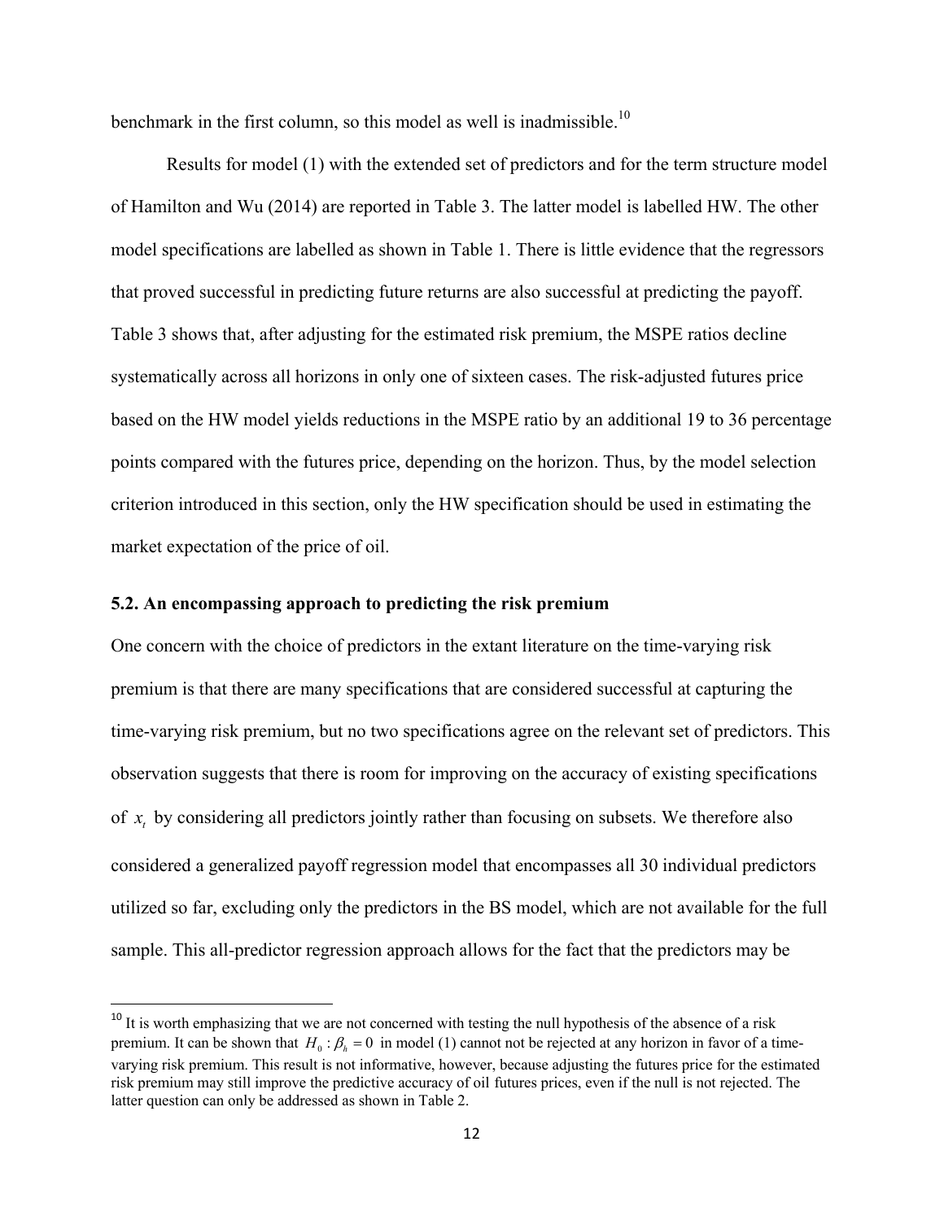benchmark in the first column, so this model as well is inadmissible.[10]

Results for model (1) with the extended set of predictors and for the term structure model of Hamilton and Wu (2014) are reported in Table 3. The latter model is labelled HW. The other model specifications are labelled as shown in Table 1. There is little evidence that the regressors that proved successful in predicting future returns are also successful at predicting the payoff. Table 3 shows that, after adjusting for the estimated risk premium, the MSPE ratios decline systematically across all horizons in only one of sixteen cases. The risk-adjusted futures price based on the HW model yields reductions in the MSPE ratio by an additional 19 to 36 percentage points compared with the futures price, depending on the horizon. Thus, by the model selection criterion introduced in this section, only the HW specification should be used in estimating the market expectation of the price of oil.

### 5.2. An encompassing approach to predicting the risk premium

One concern with the choice of predictors in the extant literature on the time-varying risk premium is that there are many specifications that are considered successful at capturing the time-varying risk premium, but no two specifications agree on the relevant set of predictors. This observation suggests that there is room for improving on the accuracy of existing specifications of $x_t$ by considering all predictors jointly rather than focusing on subsets. We therefore also considered a generalized payoff regression model that encompasses all 30 individual predictors utilized so far, excluding only the predictors in the BS model, which are not available for the full sample. This all-predictor regression approach allows for the fact that the predictors may be

[10] It is worth emphasizing that we are not concerned with testing the null hypothesis of the absence of a risk premium. It can be shown that $H_0 : \beta_h = 0$ in model (1) cannot not be rejected at any horizon in favor of a time-varying risk premium. This result is not informative, however, because adjusting the futures price for the estimated risk premium may still improve the predictive accuracy of oil futures prices, even if the null is not rejected. The latter question can only be addressed as shown in Table 2.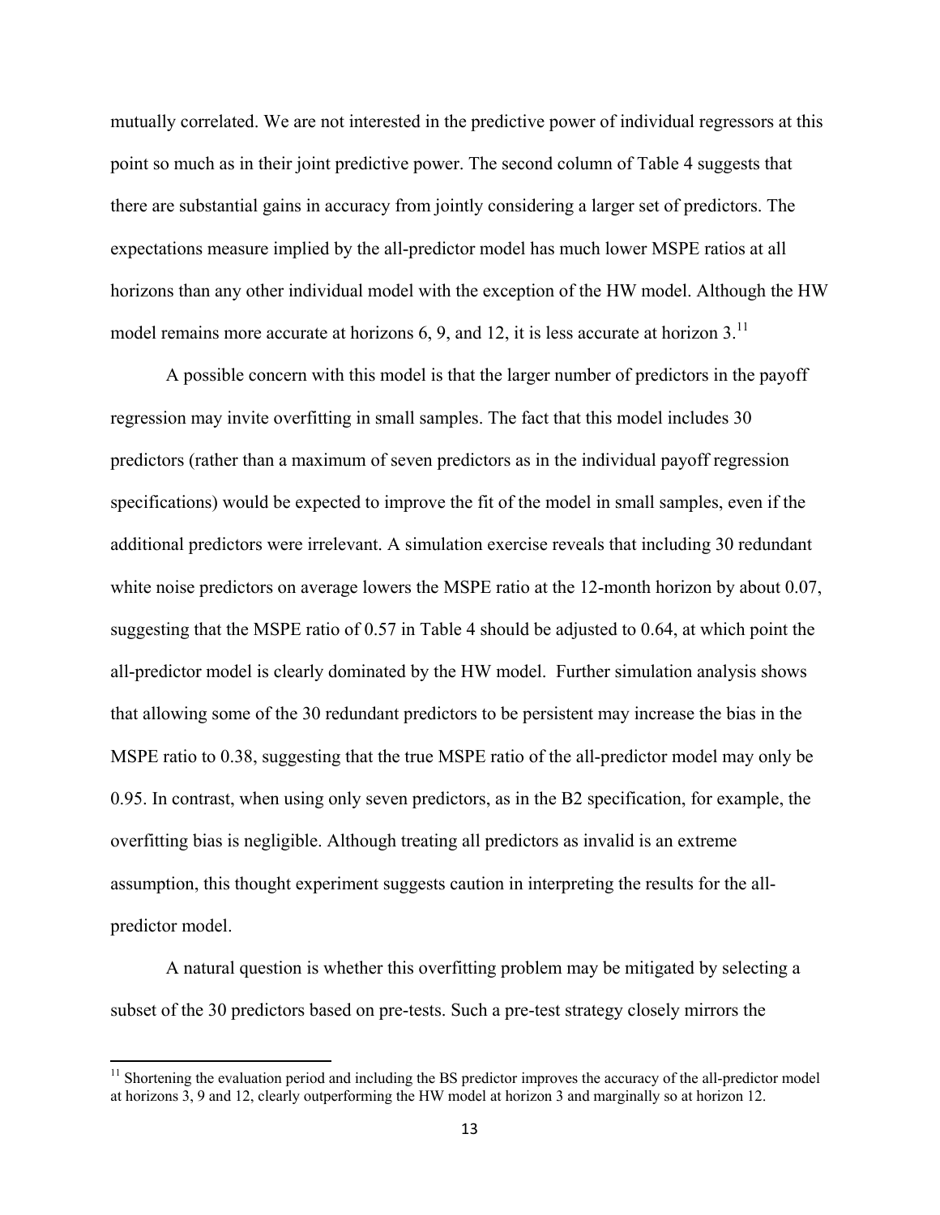mutually correlated. We are not interested in the predictive power of individual regressors at this point so much as in their joint predictive power. The second column of Table 4 suggests that there are substantial gains in accuracy from jointly considering a larger set of predictors. The expectations measure implied by the all-predictor model has much lower MSPE ratios at all horizons than any other individual model with the exception of the HW model. Although the HW model remains more accurate at horizons 6, 9, and 12, it is less accurate at horizon 3.[11]

A possible concern with this model is that the larger number of predictors in the payoff regression may invite overfitting in small samples. The fact that this model includes 30 predictors (rather than a maximum of seven predictors as in the individual payoff regression specifications) would be expected to improve the fit of the model in small samples, even if the additional predictors were irrelevant. A simulation exercise reveals that including 30 redundant white noise predictors on average lowers the MSPE ratio at the 12-month horizon by about 0.07, suggesting that the MSPE ratio of 0.57 in Table 4 should be adjusted to 0.64, at which point the all-predictor model is clearly dominated by the HW model. Further simulation analysis shows that allowing some of the 30 redundant predictors to be persistent may increase the bias in the MSPE ratio to 0.38, suggesting that the true MSPE ratio of the all-predictor model may only be 0.95. In contrast, when using only seven predictors, as in the B2 specification, for example, the overfitting bias is negligible. Although treating all predictors as invalid is an extreme assumption, this thought experiment suggests caution in interpreting the results for the all-predictor model.

A natural question is whether this overfitting problem may be mitigated by selecting a subset of the 30 predictors based on pre-tests. Such a pre-test strategy closely mirrors the

[11] Shortening the evaluation period and including the BS predictor improves the accuracy of the all-predictor model at horizons 3, 9 and 12, clearly outperforming the HW model at horizon 3 and marginally so at horizon 12.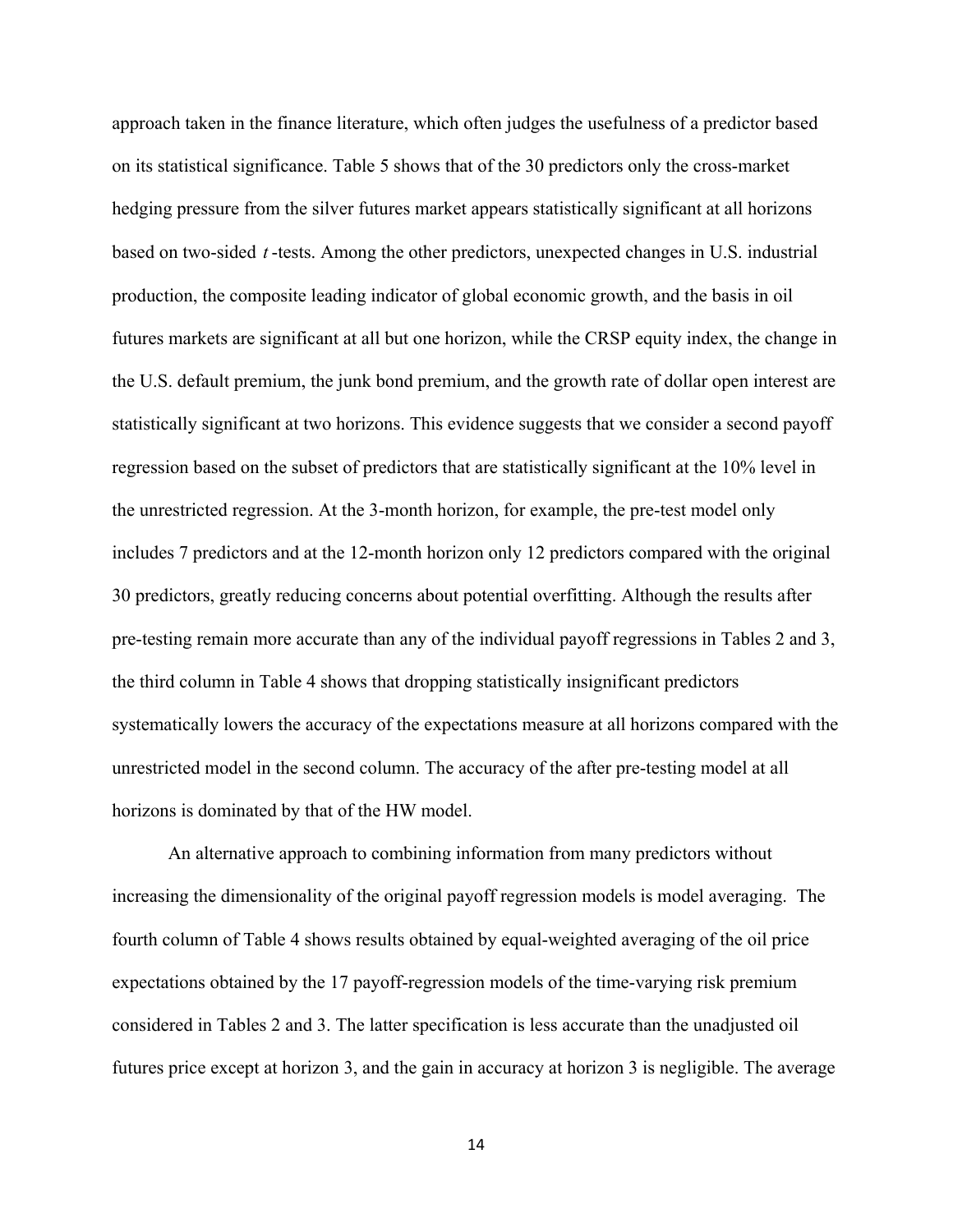approach taken in the finance literature, which often judges the usefulness of a predictor based on its statistical significance. Table 5 shows that of the 30 predictors only the cross-market hedging pressure from the silver futures market appears statistically significant at all horizons based on two-sided $t$-tests. Among the other predictors, unexpected changes in U.S. industrial production, the composite leading indicator of global economic growth, and the basis in oil futures markets are significant at all but one horizon, while the CRSP equity index, the change in the U.S. default premium, the junk bond premium, and the growth rate of dollar open interest are statistically significant at two horizons. This evidence suggests that we consider a second payoff regression based on the subset of predictors that are statistically significant at the 10% level in the unrestricted regression. At the 3-month horizon, for example, the pre-test model only includes 7 predictors and at the 12-month horizon only 12 predictors compared with the original 30 predictors, greatly reducing concerns about potential overfitting. Although the results after pre-testing remain more accurate than any of the individual payoff regressions in Tables 2 and 3, the third column in Table 4 shows that dropping statistically insignificant predictors systematically lowers the accuracy of the expectations measure at all horizons compared with the unrestricted model in the second column. The accuracy of the after pre-testing model at all horizons is dominated by that of the HW model.

An alternative approach to combining information from many predictors without increasing the dimensionality of the original payoff regression models is model averaging. The fourth column of Table 4 shows results obtained by equal-weighted averaging of the oil price expectations obtained by the 17 payoff-regression models of the time-varying risk premium considered in Tables 2 and 3. The latter specification is less accurate than the unadjusted oil futures price except at horizon 3, and the gain in accuracy at horizon 3 is negligible. The average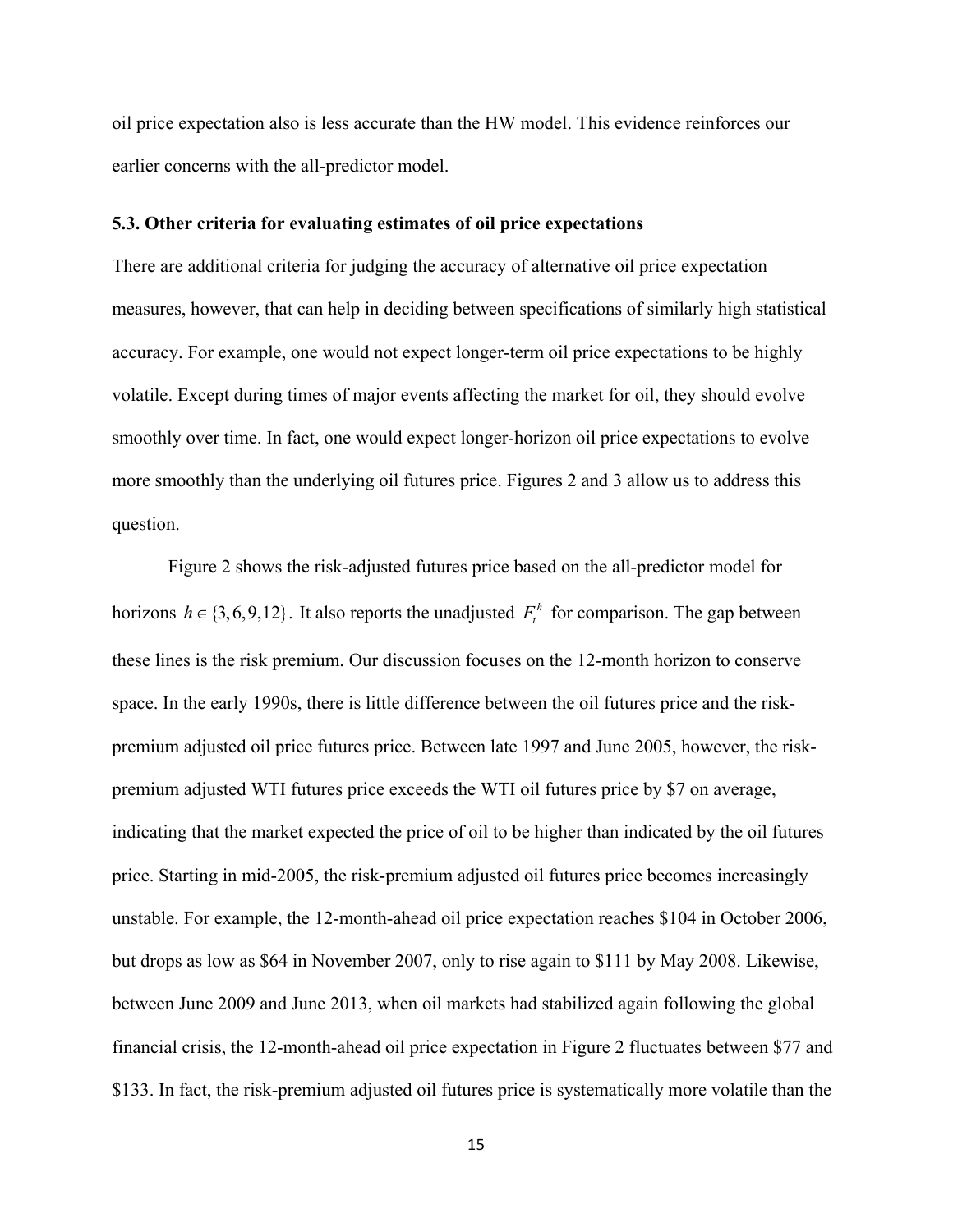oil price expectation also is less accurate than the HW model. This evidence reinforces our earlier concerns with the all-predictor model.

### 5.3. Other criteria for evaluating estimates of oil price expectations

There are additional criteria for judging the accuracy of alternative oil price expectation measures, however, that can help in deciding between specifications of similarly high statistical accuracy. For example, one would not expect longer-term oil price expectations to be highly volatile. Except during times of major events affecting the market for oil, they should evolve smoothly over time. In fact, one would expect longer-horizon oil price expectations to evolve more smoothly than the underlying oil futures price. Figures 2 and 3 allow us to address this question.

Figure 2 shows the risk-adjusted futures price based on the all-predictor model for horizons $h \in \{3, 6, 9, 12\}$. It also reports the unadjusted $F_t^h$ for comparison. The gap between these lines is the risk premium. Our discussion focuses on the 12-month horizon to conserve space. In the early 1990s, there is little difference between the oil futures price and the risk-premium adjusted oil price futures price. Between late 1997 and June 2005, however, the risk-premium adjusted WTI futures price exceeds the WTI oil futures price by \$7 on average, indicating that the market expected the price of oil to be higher than indicated by the oil futures price. Starting in mid-2005, the risk-premium adjusted oil futures price becomes increasingly unstable. For example, the 12-month-ahead oil price expectation reaches \$104 in October 2006, but drops as low as \$64 in November 2007, only to rise again to \$111 by May 2008. Likewise, between June 2009 and June 2013, when oil markets had stabilized again following the global financial crisis, the 12-month-ahead oil price expectation in Figure 2 fluctuates between \$77 and \$133. In fact, the risk-premium adjusted oil futures price is systematically more volatile than the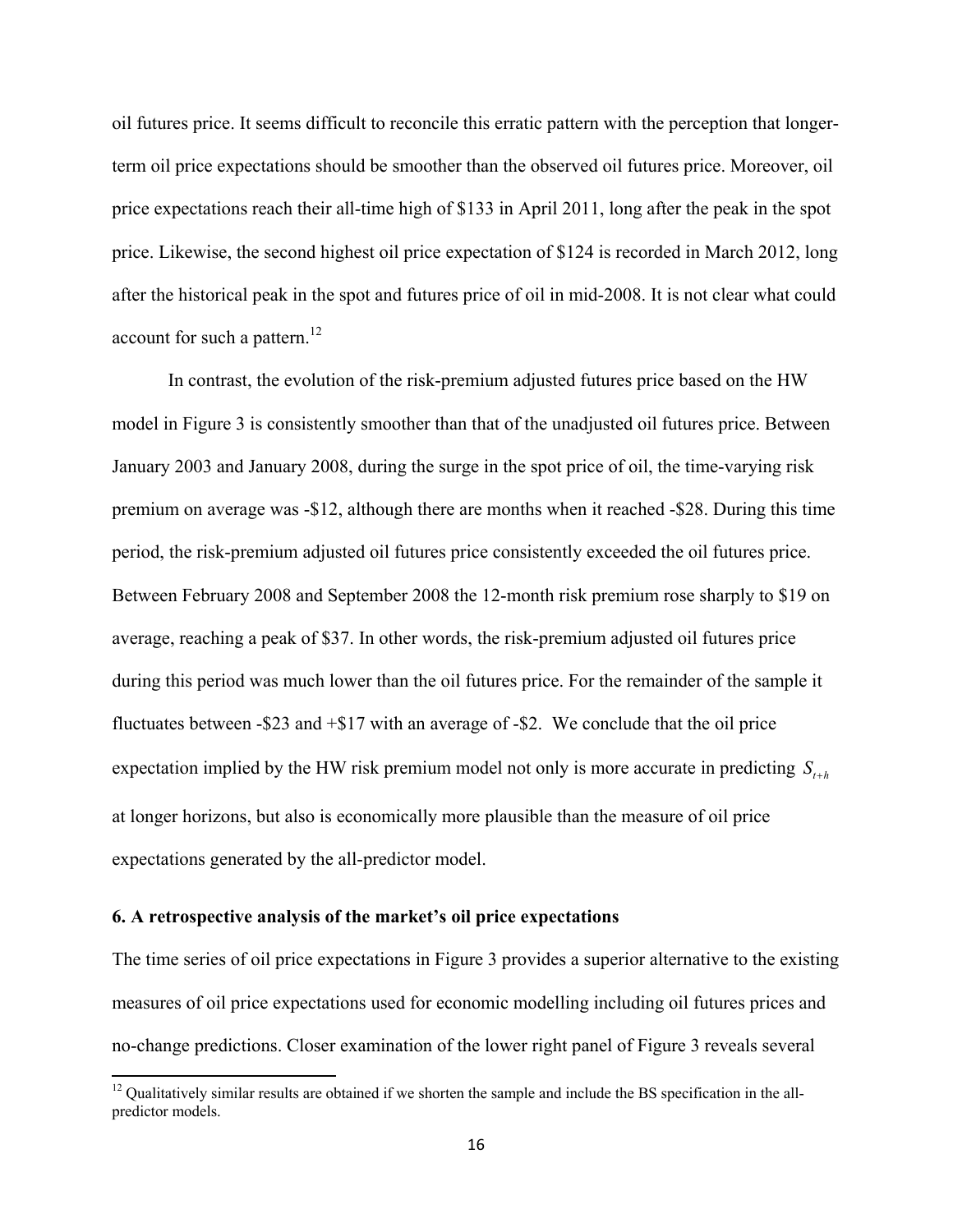oil futures price. It seems difficult to reconcile this erratic pattern with the perception that longer-term oil price expectations should be smoother than the observed oil futures price. Moreover, oil price expectations reach their all-time high of $133 in April 2011, long after the peak in the spot price. Likewise, the second highest oil price expectation of $124 is recorded in March 2012, long after the historical peak in the spot and futures price of oil in mid-2008. It is not clear what could account for such a pattern.[12]

In contrast, the evolution of the risk-premium adjusted futures price based on the HW model in Figure 3 is consistently smoother than that of the unadjusted oil futures price. Between January 2003 and January 2008, during the surge in the spot price of oil, the time-varying risk premium on average was -$12, although there are months when it reached -$28. During this time period, the risk-premium adjusted oil futures price consistently exceeded the oil futures price. Between February 2008 and September 2008 the 12-month risk premium rose sharply to $19 on average, reaching a peak of $37. In other words, the risk-premium adjusted oil futures price during this period was much lower than the oil futures price. For the remainder of the sample it fluctuates between -$23 and +$17 with an average of -$2. We conclude that the oil price expectation implied by the HW risk premium model not only is more accurate in predicting $S_{t+h}$ at longer horizons, but also is economically more plausible than the measure of oil price expectations generated by the all-predictor model.

## 6. A retrospective analysis of the market's oil price expectations

The time series of oil price expectations in Figure 3 provides a superior alternative to the existing measures of oil price expectations used for economic modelling including oil futures prices and no-change predictions. Closer examination of the lower right panel of Figure 3 reveals several

[12] Qualitatively similar results are obtained if we shorten the sample and include the BS specification in the all-predictor models.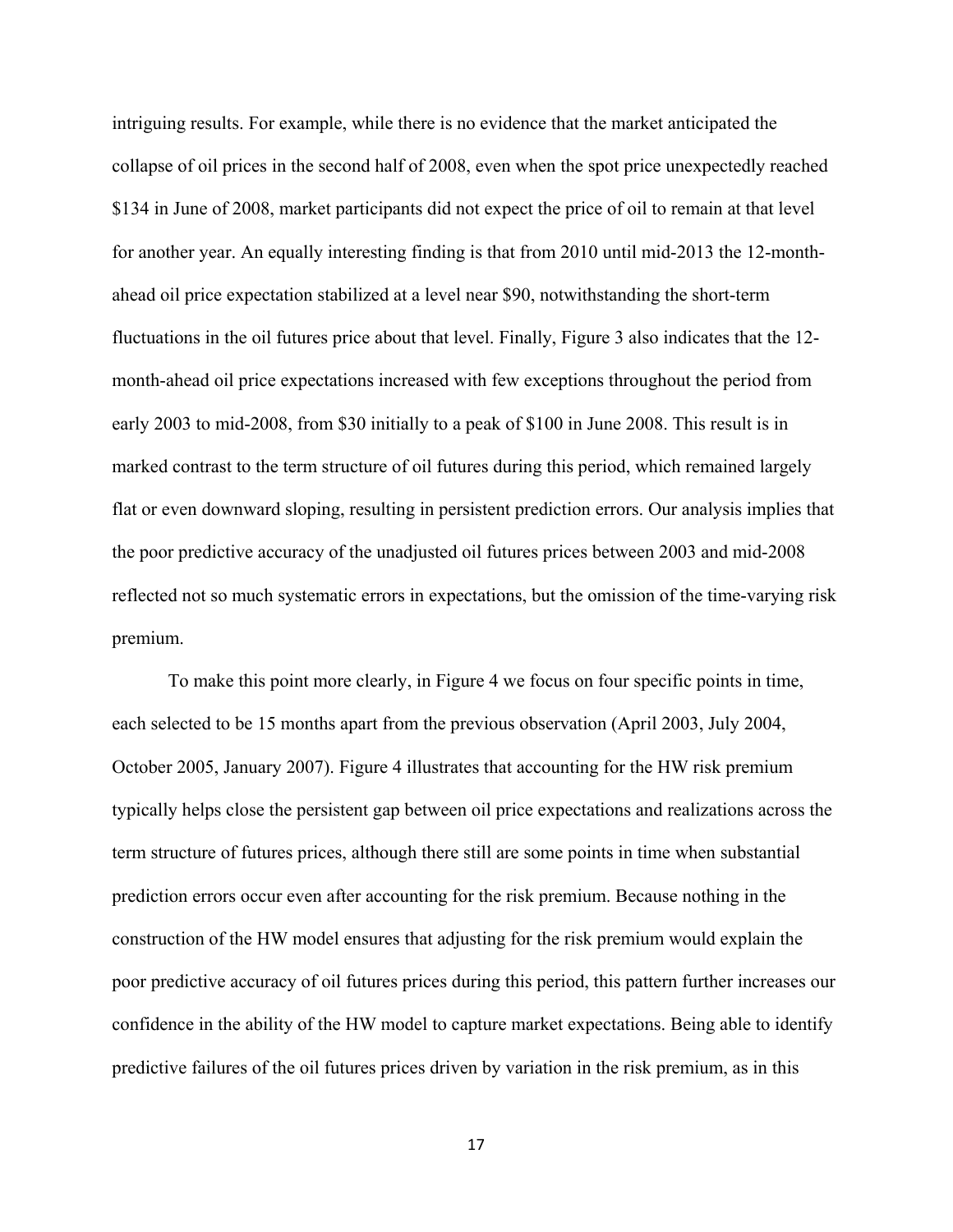intriguing results. For example, while there is no evidence that the market anticipated the collapse of oil prices in the second half of 2008, even when the spot price unexpectedly reached \$134 in June of 2008, market participants did not expect the price of oil to remain at that level for another year. An equally interesting finding is that from 2010 until mid-2013 the 12-month-ahead oil price expectation stabilized at a level near \$90, notwithstanding the short-term fluctuations in the oil futures price about that level. Finally, Figure 3 also indicates that the 12-month-ahead oil price expectations increased with few exceptions throughout the period from early 2003 to mid-2008, from \$30 initially to a peak of \$100 in June 2008. This result is in marked contrast to the term structure of oil futures during this period, which remained largely flat or even downward sloping, resulting in persistent prediction errors. Our analysis implies that the poor predictive accuracy of the unadjusted oil futures prices between 2003 and mid-2008 reflected not so much systematic errors in expectations, but the omission of the time-varying risk premium.

To make this point more clearly, in Figure 4 we focus on four specific points in time, each selected to be 15 months apart from the previous observation (April 2003, July 2004, October 2005, January 2007). Figure 4 illustrates that accounting for the HW risk premium typically helps close the persistent gap between oil price expectations and realizations across the term structure of futures prices, although there still are some points in time when substantial prediction errors occur even after accounting for the risk premium. Because nothing in the construction of the HW model ensures that adjusting for the risk premium would explain the poor predictive accuracy of oil futures prices during this period, this pattern further increases our confidence in the ability of the HW model to capture market expectations. Being able to identify predictive failures of the oil futures prices driven by variation in the risk premium, as in this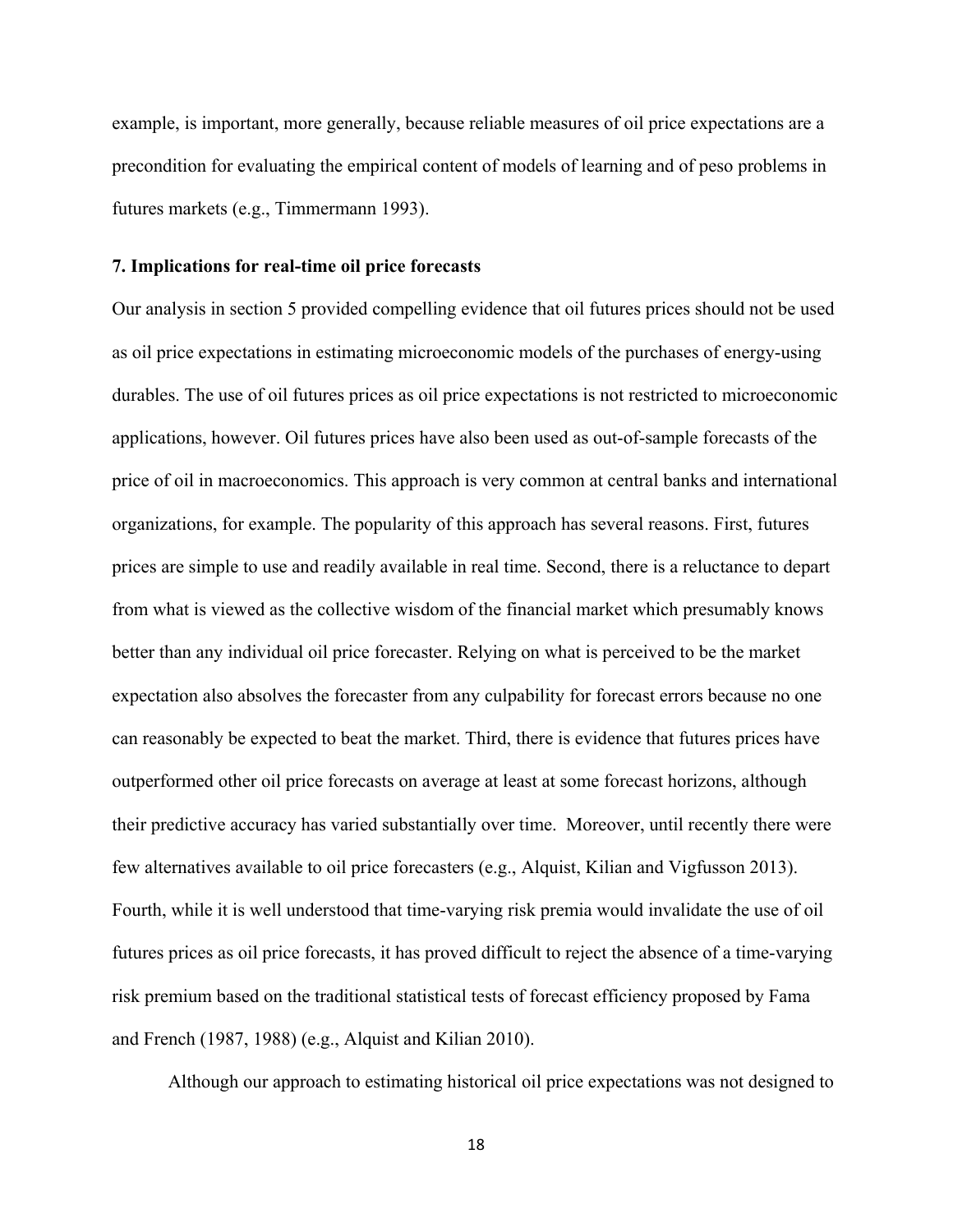example, is important, more generally, because reliable measures of oil price expectations are a precondition for evaluating the empirical content of models of learning and of peso problems in futures markets (e.g., Timmermann 1993).

## 7. Implications for real-time oil price forecasts

Our analysis in section 5 provided compelling evidence that oil futures prices should not be used as oil price expectations in estimating microeconomic models of the purchases of energy-using durables. The use of oil futures prices as oil price expectations is not restricted to microeconomic applications, however. Oil futures prices have also been used as out-of-sample forecasts of the price of oil in macroeconomics. This approach is very common at central banks and international organizations, for example. The popularity of this approach has several reasons. First, futures prices are simple to use and readily available in real time. Second, there is a reluctance to depart from what is viewed as the collective wisdom of the financial market which presumably knows better than any individual oil price forecaster. Relying on what is perceived to be the market expectation also absolves the forecaster from any culpability for forecast errors because no one can reasonably be expected to beat the market. Third, there is evidence that futures prices have outperformed other oil price forecasts on average at least at some forecast horizons, although their predictive accuracy has varied substantially over time. Moreover, until recently there were few alternatives available to oil price forecasters (e.g., Alquist, Kilian and Vigfusson 2013). Fourth, while it is well understood that time-varying risk premia would invalidate the use of oil futures prices as oil price forecasts, it has proved difficult to reject the absence of a time-varying risk premium based on the traditional statistical tests of forecast efficiency proposed by Fama and French (1987, 1988) (e.g., Alquist and Kilian 2010).

Although our approach to estimating historical oil price expectations was not designed to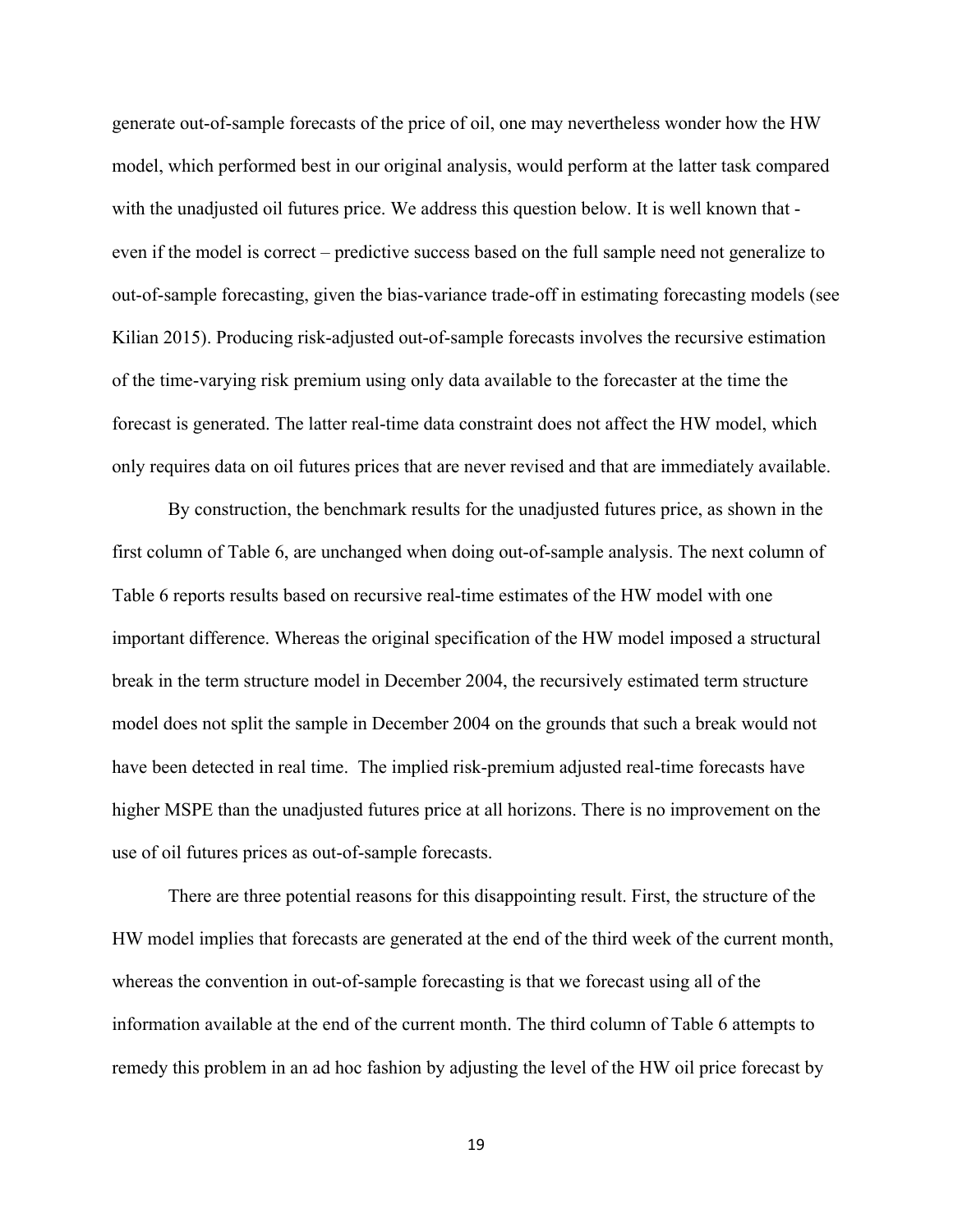generate out-of-sample forecasts of the price of oil, one may nevertheless wonder how the HW model, which performed best in our original analysis, would perform at the latter task compared with the unadjusted oil futures price. We address this question below. It is well known that - even if the model is correct – predictive success based on the full sample need not generalize to out-of-sample forecasting, given the bias-variance trade-off in estimating forecasting models (see Kilian 2015). Producing risk-adjusted out-of-sample forecasts involves the recursive estimation of the time-varying risk premium using only data available to the forecaster at the time the forecast is generated. The latter real-time data constraint does not affect the HW model, which only requires data on oil futures prices that are never revised and that are immediately available.

By construction, the benchmark results for the unadjusted futures price, as shown in the first column of Table 6, are unchanged when doing out-of-sample analysis. The next column of Table 6 reports results based on recursive real-time estimates of the HW model with one important difference. Whereas the original specification of the HW model imposed a structural break in the term structure model in December 2004, the recursively estimated term structure model does not split the sample in December 2004 on the grounds that such a break would not have been detected in real time. The implied risk-premium adjusted real-time forecasts have higher MSPE than the unadjusted futures price at all horizons. There is no improvement on the use of oil futures prices as out-of-sample forecasts.

There are three potential reasons for this disappointing result. First, the structure of the HW model implies that forecasts are generated at the end of the third week of the current month, whereas the convention in out-of-sample forecasting is that we forecast using all of the information available at the end of the current month. The third column of Table 6 attempts to remedy this problem in an ad hoc fashion by adjusting the level of the HW oil price forecast by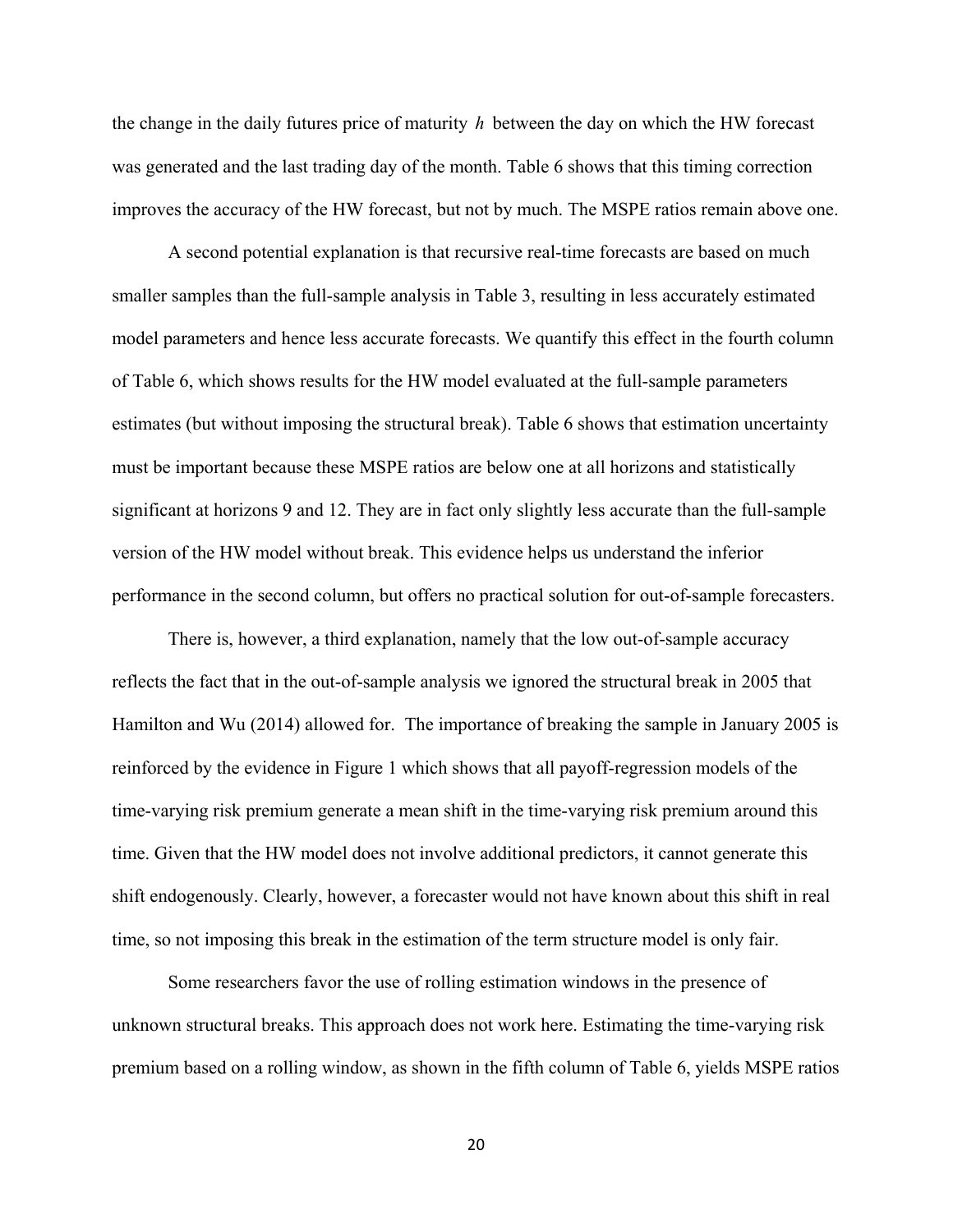the change in the daily futures price of maturity $h$ between the day on which the HW forecast was generated and the last trading day of the month. Table 6 shows that this timing correction improves the accuracy of the HW forecast, but not by much. The MSPE ratios remain above one.

A second potential explanation is that recursive real-time forecasts are based on much smaller samples than the full-sample analysis in Table 3, resulting in less accurately estimated model parameters and hence less accurate forecasts. We quantify this effect in the fourth column of Table 6, which shows results for the HW model evaluated at the full-sample parameters estimates (but without imposing the structural break). Table 6 shows that estimation uncertainty must be important because these MSPE ratios are below one at all horizons and statistically significant at horizons 9 and 12. They are in fact only slightly less accurate than the full-sample version of the HW model without break. This evidence helps us understand the inferior performance in the second column, but offers no practical solution for out-of-sample forecasters.

There is, however, a third explanation, namely that the low out-of-sample accuracy reflects the fact that in the out-of-sample analysis we ignored the structural break in 2005 that Hamilton and Wu (2014) allowed for. The importance of breaking the sample in January 2005 is reinforced by the evidence in Figure 1 which shows that all payoff-regression models of the time-varying risk premium generate a mean shift in the time-varying risk premium around this time. Given that the HW model does not involve additional predictors, it cannot generate this shift endogenously. Clearly, however, a forecaster would not have known about this shift in real time, so not imposing this break in the estimation of the term structure model is only fair.

Some researchers favor the use of rolling estimation windows in the presence of unknown structural breaks. This approach does not work here. Estimating the time-varying risk premium based on a rolling window, as shown in the fifth column of Table 6, yields MSPE ratios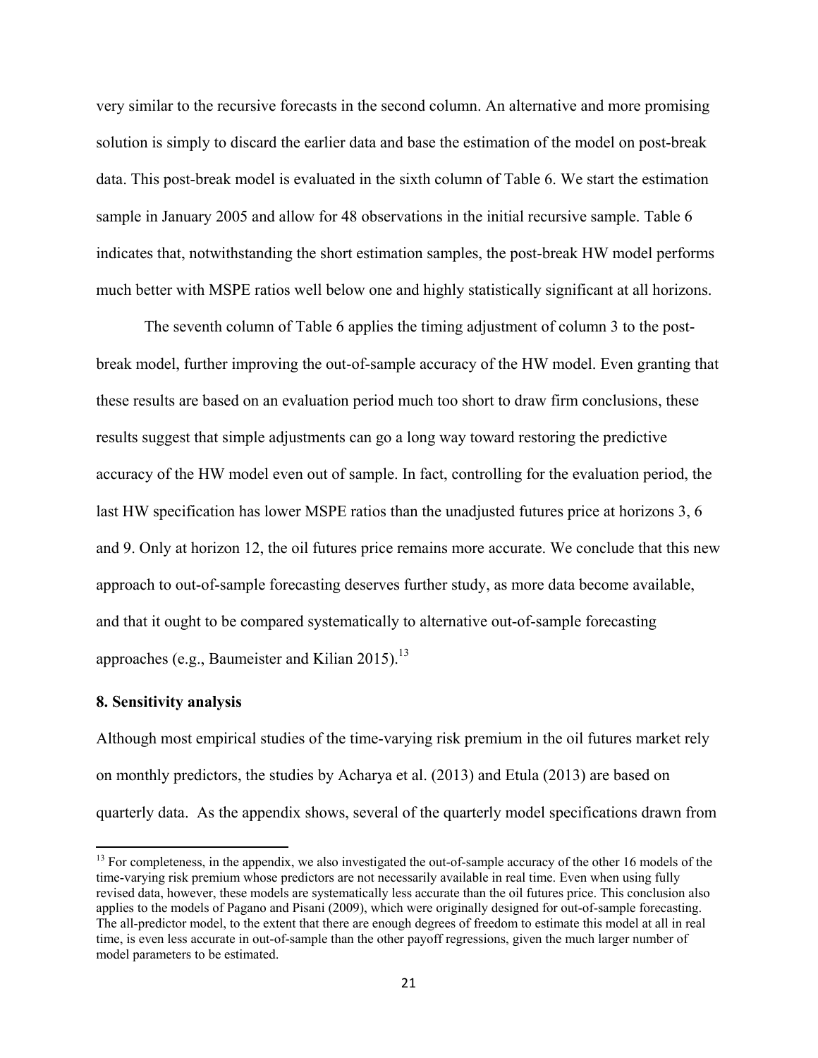very similar to the recursive forecasts in the second column. An alternative and more promising solution is simply to discard the earlier data and base the estimation of the model on post-break data. This post-break model is evaluated in the sixth column of Table 6. We start the estimation sample in January 2005 and allow for 48 observations in the initial recursive sample. Table 6 indicates that, notwithstanding the short estimation samples, the post-break HW model performs much better with MSPE ratios well below one and highly statistically significant at all horizons.

The seventh column of Table 6 applies the timing adjustment of column 3 to the post-break model, further improving the out-of-sample accuracy of the HW model. Even granting that these results are based on an evaluation period much too short to draw firm conclusions, these results suggest that simple adjustments can go a long way toward restoring the predictive accuracy of the HW model even out of sample. In fact, controlling for the evaluation period, the last HW specification has lower MSPE ratios than the unadjusted futures price at horizons 3, 6 and 9. Only at horizon 12, the oil futures price remains more accurate. We conclude that this new approach to out-of-sample forecasting deserves further study, as more data become available, and that it ought to be compared systematically to alternative out-of-sample forecasting approaches (e.g., Baumeister and Kilian 2015).[13]

## 8. Sensitivity analysis

Although most empirical studies of the time-varying risk premium in the oil futures market rely on monthly predictors, the studies by Acharya et al. (2013) and Etula (2013) are based on quarterly data. As the appendix shows, several of the quarterly model specifications drawn from

[13] For completeness, in the appendix, we also investigated the out-of-sample accuracy of the other 16 models of the time-varying risk premium whose predictors are not necessarily available in real time. Even when using fully revised data, however, these models are systematically less accurate than the oil futures price. This conclusion also applies to the models of Pagano and Pisani (2009), which were originally designed for out-of-sample forecasting. The all-predictor model, to the extent that there are enough degrees of freedom to estimate this model at all in real time, is even less accurate in out-of-sample than the other payoff regressions, given the much larger number of model parameters to be estimated.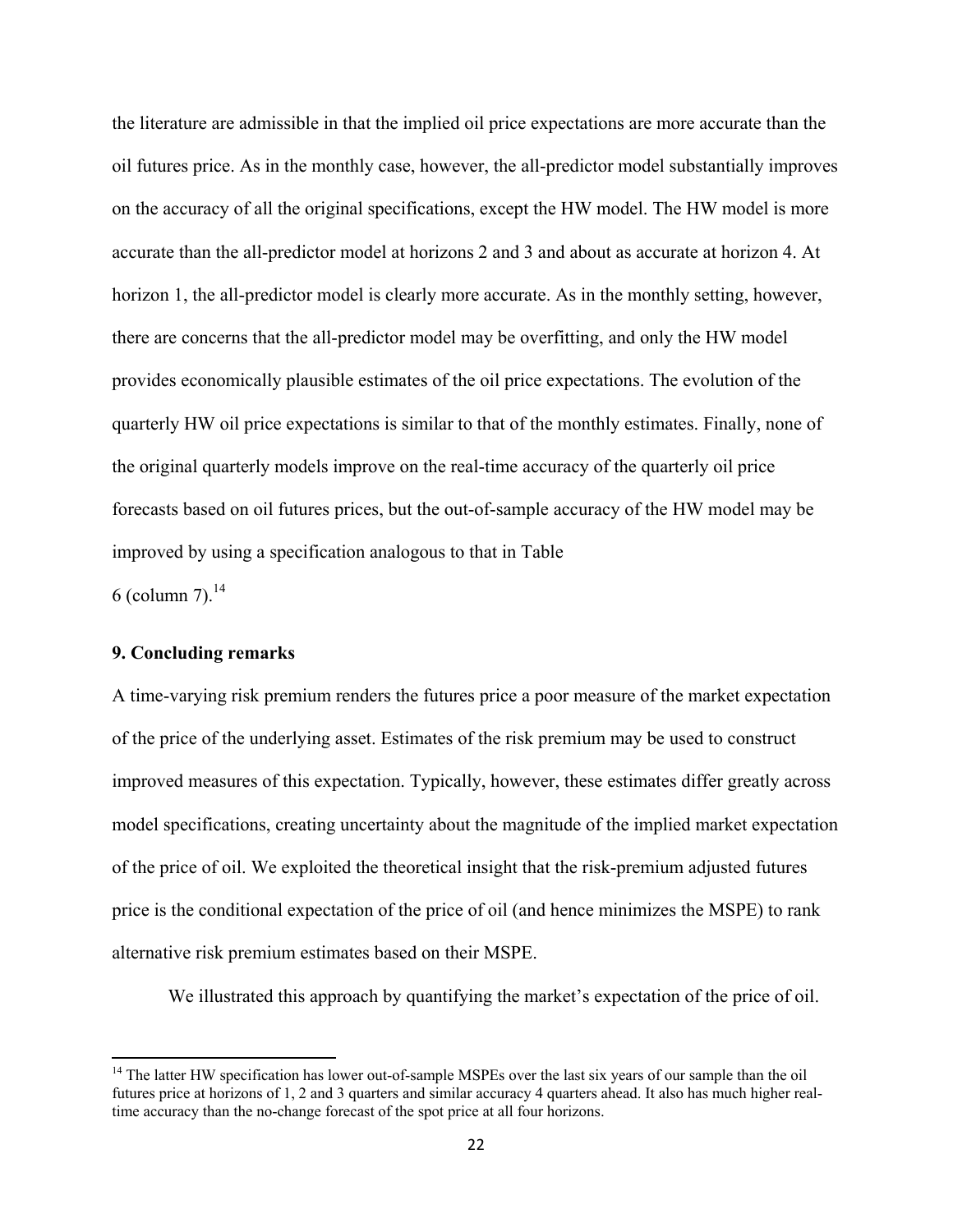the literature are admissible in that the implied oil price expectations are more accurate than the oil futures price. As in the monthly case, however, the all-predictor model substantially improves on the accuracy of all the original specifications, except the HW model. The HW model is more accurate than the all-predictor model at horizons 2 and 3 and about as accurate at horizon 4. At horizon 1, the all-predictor model is clearly more accurate. As in the monthly setting, however, there are concerns that the all-predictor model may be overfitting, and only the HW model provides economically plausible estimates of the oil price expectations. The evolution of the quarterly HW oil price expectations is similar to that of the monthly estimates. Finally, none of the original quarterly models improve on the real-time accuracy of the quarterly oil price forecasts based on oil futures prices, but the out-of-sample accuracy of the HW model may be improved by using a specification analogous to that in Table 6 (column 7).[14]

## 9. Concluding remarks

A time-varying risk premium renders the futures price a poor measure of the market expectation of the price of the underlying asset. Estimates of the risk premium may be used to construct improved measures of this expectation. Typically, however, these estimates differ greatly across model specifications, creating uncertainty about the magnitude of the implied market expectation of the price of oil. We exploited the theoretical insight that the risk-premium adjusted futures price is the conditional expectation of the price of oil (and hence minimizes the MSPE) to rank alternative risk premium estimates based on their MSPE.

We illustrated this approach by quantifying the market's expectation of the price of oil.

---

[14] The latter HW specification has lower out-of-sample MSPEs over the last six years of our sample than the oil futures price at horizons of 1, 2 and 3 quarters and similar accuracy 4 quarters ahead. It also has much higher real-time accuracy than the no-change forecast of the spot price at all four horizons.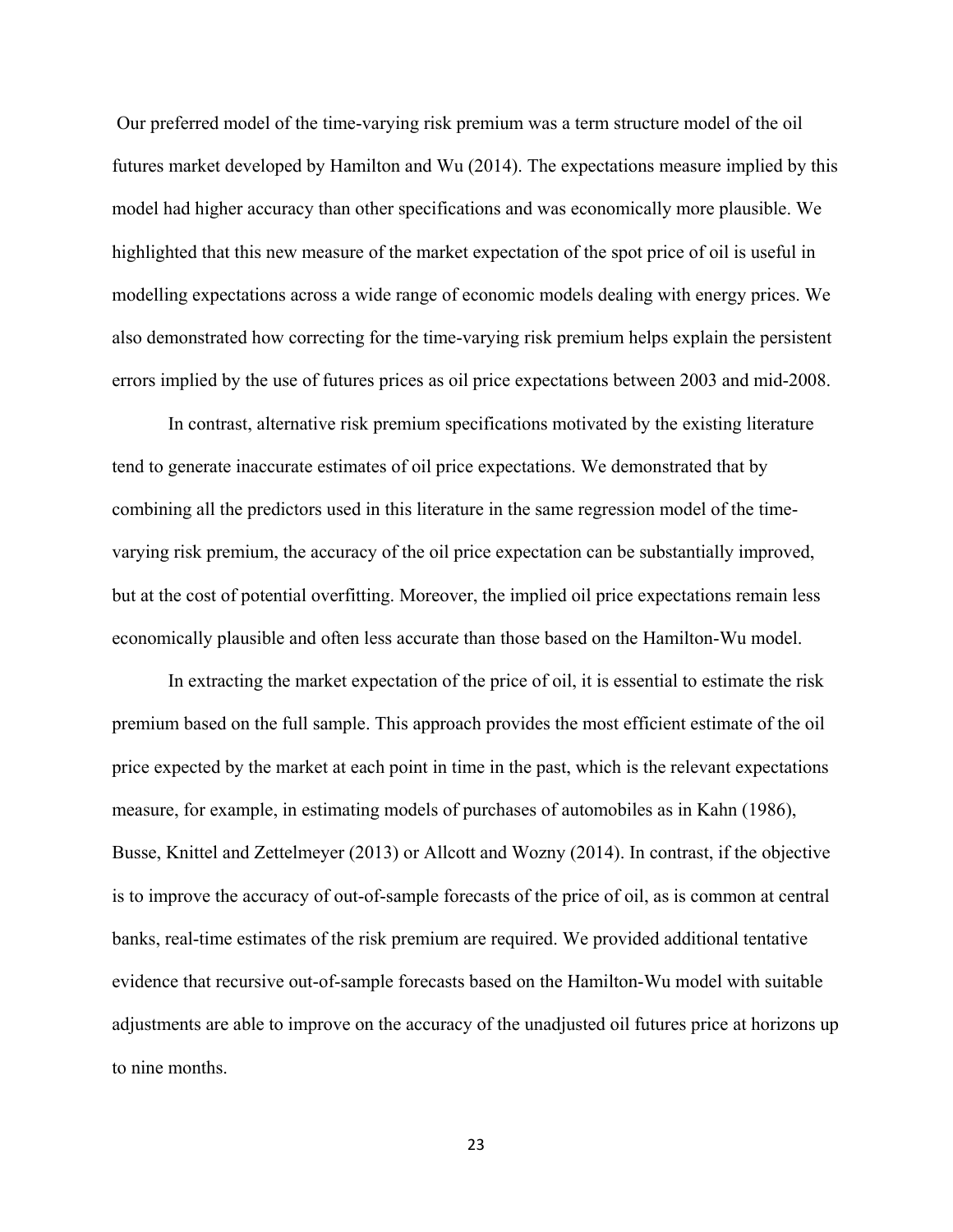Our preferred model of the time-varying risk premium was a term structure model of the oil futures market developed by Hamilton and Wu (2014). The expectations measure implied by this model had higher accuracy than other specifications and was economically more plausible. We highlighted that this new measure of the market expectation of the spot price of oil is useful in modelling expectations across a wide range of economic models dealing with energy prices. We also demonstrated how correcting for the time-varying risk premium helps explain the persistent errors implied by the use of futures prices as oil price expectations between 2003 and mid-2008.

In contrast, alternative risk premium specifications motivated by the existing literature tend to generate inaccurate estimates of oil price expectations. We demonstrated that by combining all the predictors used in this literature in the same regression model of the time-varying risk premium, the accuracy of the oil price expectation can be substantially improved, but at the cost of potential overfitting. Moreover, the implied oil price expectations remain less economically plausible and often less accurate than those based on the Hamilton-Wu model.

In extracting the market expectation of the price of oil, it is essential to estimate the risk premium based on the full sample. This approach provides the most efficient estimate of the oil price expected by the market at each point in time in the past, which is the relevant expectations measure, for example, in estimating models of purchases of automobiles as in Kahn (1986), Busse, Knittel and Zettelmeyer (2013) or Allcott and Wozny (2014). In contrast, if the objective is to improve the accuracy of out-of-sample forecasts of the price of oil, as is common at central banks, real-time estimates of the risk premium are required. We provided additional tentative evidence that recursive out-of-sample forecasts based on the Hamilton-Wu model with suitable adjustments are able to improve on the accuracy of the unadjusted oil futures price at horizons up to nine months.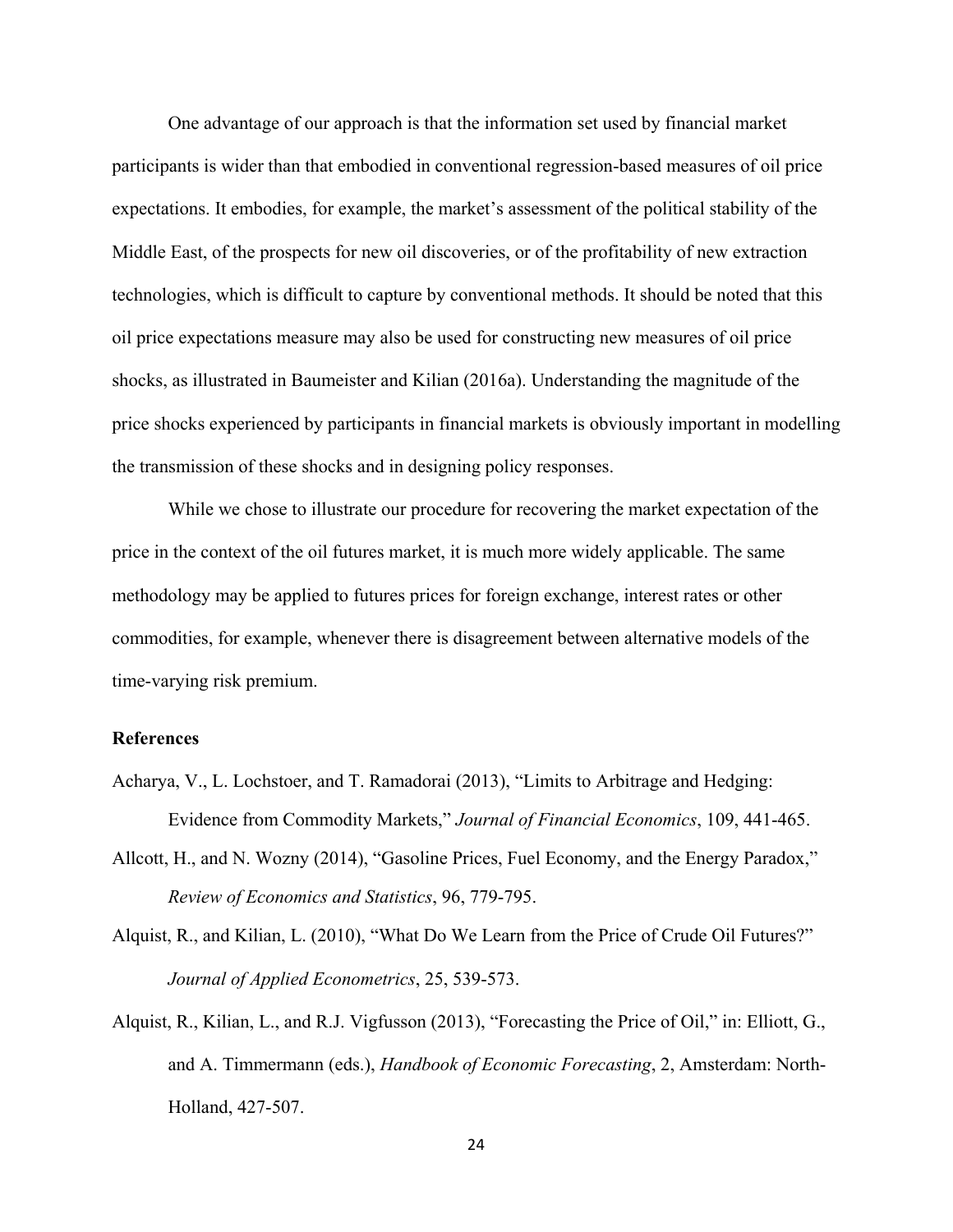One advantage of our approach is that the information set used by financial market participants is wider than that embodied in conventional regression-based measures of oil price expectations. It embodies, for example, the market's assessment of the political stability of the Middle East, of the prospects for new oil discoveries, or of the profitability of new extraction technologies, which is difficult to capture by conventional methods. It should be noted that this oil price expectations measure may also be used for constructing new measures of oil price shocks, as illustrated in Baumeister and Kilian (2016a). Understanding the magnitude of the price shocks experienced by participants in financial markets is obviously important in modelling the transmission of these shocks and in designing policy responses.

While we chose to illustrate our procedure for recovering the market expectation of the price in the context of the oil futures market, it is much more widely applicable. The same methodology may be applied to futures prices for foreign exchange, interest rates or other commodities, for example, whenever there is disagreement between alternative models of the time-varying risk premium.

## References

Acharya, V., L. Lochstoer, and T. Ramadorai (2013), "Limits to Arbitrage and Hedging: Evidence from Commodity Markets," *Journal of Financial Economics*, 109, 441-465.

Allcott, H., and N. Wozny (2014), "Gasoline Prices, Fuel Economy, and the Energy Paradox," *Review of Economics and Statistics*, 96, 779-795.

Alquist, R., and Kilian, L. (2010), "What Do We Learn from the Price of Crude Oil Futures?" *Journal of Applied Econometrics*, 25, 539-573.

Alquist, R., Kilian, L., and R.J. Vigfusson (2013), "Forecasting the Price of Oil," in: Elliott, G., and A. Timmermann (eds.), *Handbook of Economic Forecasting*, 2, Amsterdam: North-Holland, 427-507.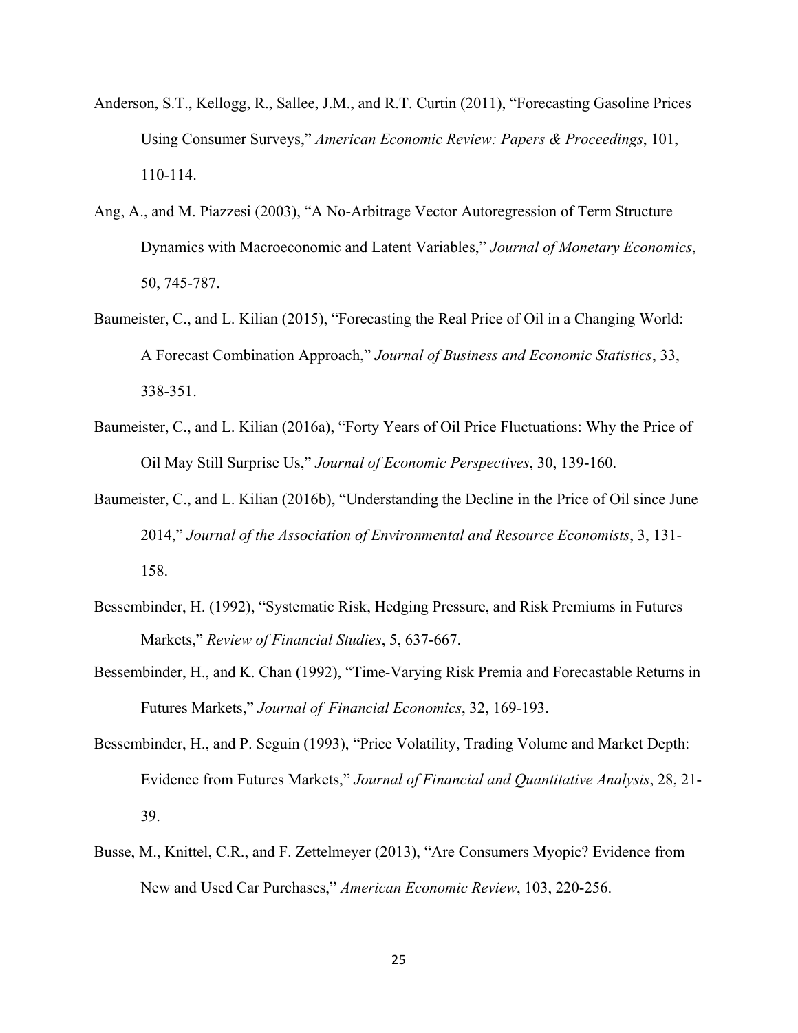Anderson, S.T., Kellogg, R., Sallee, J.M., and R.T. Curtin (2011), "Forecasting Gasoline Prices Using Consumer Surveys," *American Economic Review: Papers & Proceedings*, 101, 110-114.

Ang, A., and M. Piazzesi (2003), "A No-Arbitrage Vector Autoregression of Term Structure Dynamics with Macroeconomic and Latent Variables," *Journal of Monetary Economics*, 50, 745-787.

Baumeister, C., and L. Kilian (2015), "Forecasting the Real Price of Oil in a Changing World: A Forecast Combination Approach," *Journal of Business and Economic Statistics*, 33, 338-351.

Baumeister, C., and L. Kilian (2016a), "Forty Years of Oil Price Fluctuations: Why the Price of Oil May Still Surprise Us," *Journal of Economic Perspectives*, 30, 139-160.

Baumeister, C., and L. Kilian (2016b), "Understanding the Decline in the Price of Oil since June 2014," *Journal of the Association of Environmental and Resource Economists*, 3, 131-158.

Bessembinder, H. (1992), "Systematic Risk, Hedging Pressure, and Risk Premiums in Futures Markets," *Review of Financial Studies*, 5, 637-667.

Bessembinder, H., and K. Chan (1992), "Time-Varying Risk Premia and Forecastable Returns in Futures Markets," *Journal of Financial Economics*, 32, 169-193.

Bessembinder, H., and P. Seguin (1993), "Price Volatility, Trading Volume and Market Depth: Evidence from Futures Markets," *Journal of Financial and Quantitative Analysis*, 28, 21-39.

Busse, M., Knittel, C.R., and F. Zettelmeyer (2013), "Are Consumers Myopic? Evidence from New and Used Car Purchases," *American Economic Review*, 103, 220-256.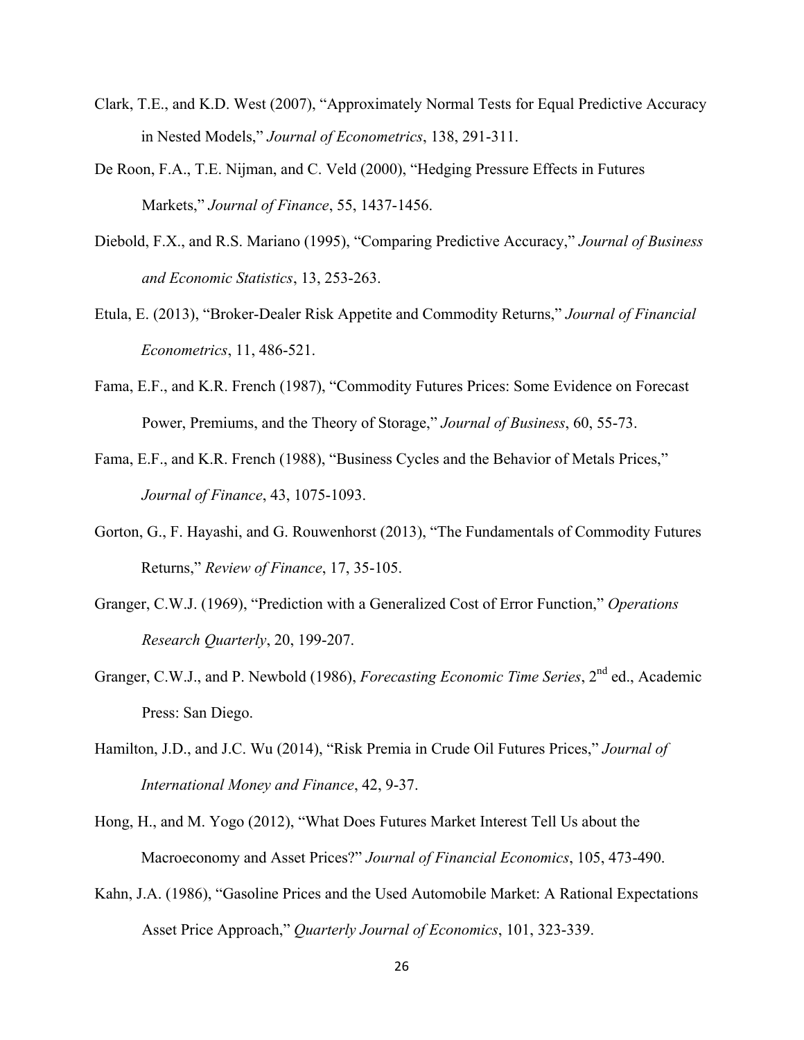Clark, T.E., and K.D. West (2007), "Approximately Normal Tests for Equal Predictive Accuracy in Nested Models," *Journal of Econometrics*, 138, 291-311.

De Roon, F.A., T.E. Nijman, and C. Veld (2000), "Hedging Pressure Effects in Futures Markets," *Journal of Finance*, 55, 1437-1456.

Diebold, F.X., and R.S. Mariano (1995), "Comparing Predictive Accuracy," *Journal of Business and Economic Statistics*, 13, 253-263.

Etula, E. (2013), "Broker-Dealer Risk Appetite and Commodity Returns," *Journal of Financial Econometrics*, 11, 486-521.

Fama, E.F., and K.R. French (1987), "Commodity Futures Prices: Some Evidence on Forecast Power, Premiums, and the Theory of Storage," *Journal of Business*, 60, 55-73.

Fama, E.F., and K.R. French (1988), "Business Cycles and the Behavior of Metals Prices," *Journal of Finance*, 43, 1075-1093.

Gorton, G., F. Hayashi, and G. Rouwenhorst (2013), "The Fundamentals of Commodity Futures Returns," *Review of Finance*, 17, 35-105.

Granger, C.W.J. (1969), "Prediction with a Generalized Cost of Error Function," *Operations Research Quarterly*, 20, 199-207.

Granger, C.W.J., and P. Newbold (1986), *Forecasting Economic Time Series*, 2nd ed., Academic Press: San Diego.

Hamilton, J.D., and J.C. Wu (2014), "Risk Premia in Crude Oil Futures Prices," *Journal of International Money and Finance*, 42, 9-37.

Hong, H., and M. Yogo (2012), "What Does Futures Market Interest Tell Us about the Macroeconomy and Asset Prices?" *Journal of Financial Economics*, 105, 473-490.

Kahn, J.A. (1986), "Gasoline Prices and the Used Automobile Market: A Rational Expectations Asset Price Approach," *Quarterly Journal of Economics*, 101, 323-339.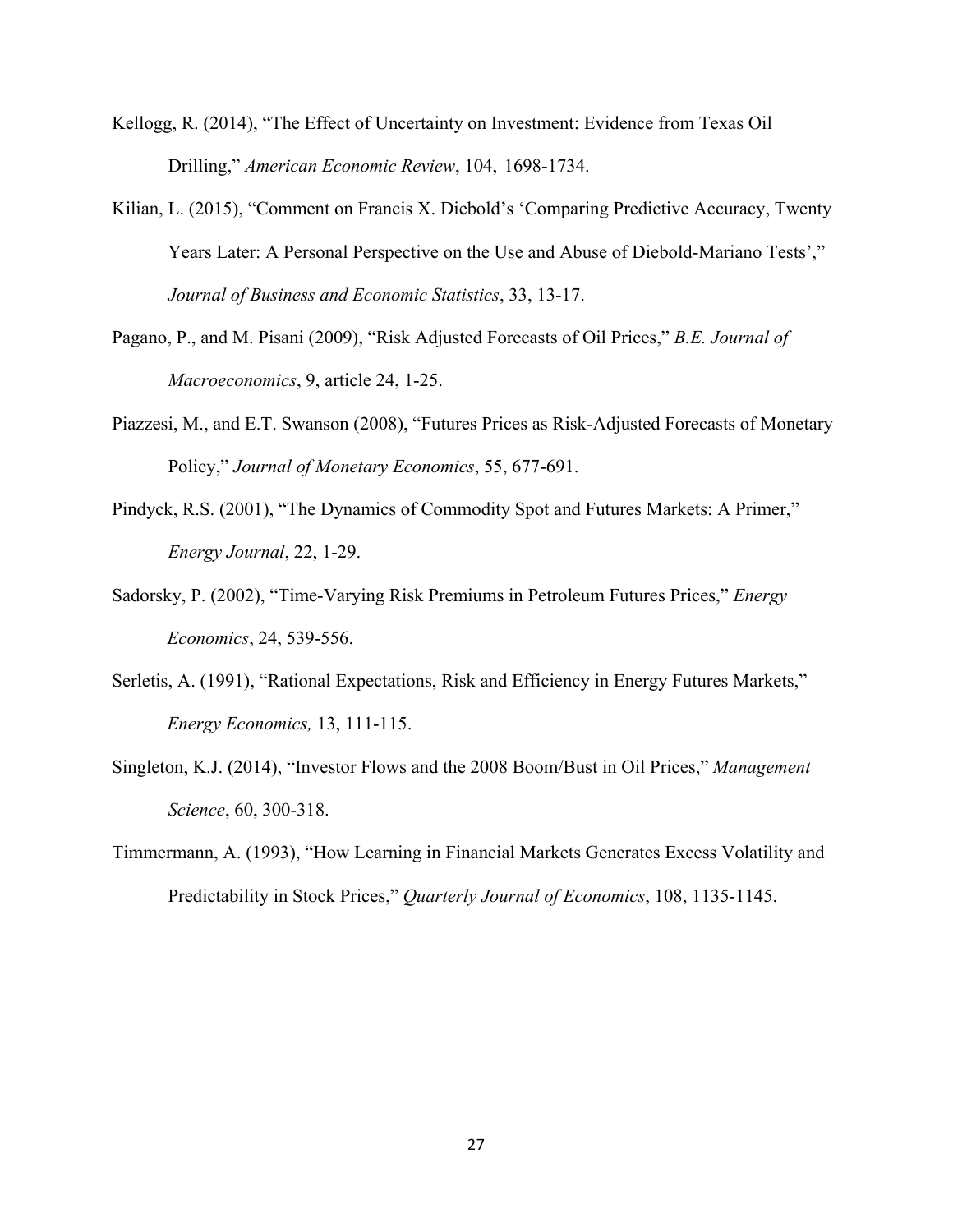Kellogg, R. (2014), "The Effect of Uncertainty on Investment: Evidence from Texas Oil Drilling," *American Economic Review*, 104, 1698-1734.

Kilian, L. (2015), "Comment on Francis X. Diebold's 'Comparing Predictive Accuracy, Twenty Years Later: A Personal Perspective on the Use and Abuse of Diebold-Mariano Tests'," *Journal of Business and Economic Statistics*, 33, 13-17.

Pagano, P., and M. Pisani (2009), "Risk Adjusted Forecasts of Oil Prices," *B.E. Journal of Macroeconomics*, 9, article 24, 1-25.

Piazzesi, M., and E.T. Swanson (2008), "Futures Prices as Risk-Adjusted Forecasts of Monetary Policy," *Journal of Monetary Economics*, 55, 677-691.

Pindyck, R.S. (2001), "The Dynamics of Commodity Spot and Futures Markets: A Primer," *Energy Journal*, 22, 1-29.

Sadorsky, P. (2002), "Time-Varying Risk Premiums in Petroleum Futures Prices," *Energy Economics*, 24, 539-556.

Serletis, A. (1991), "Rational Expectations, Risk and Efficiency in Energy Futures Markets," *Energy Economics,* 13, 111-115.

Singleton, K.J. (2014), "Investor Flows and the 2008 Boom/Bust in Oil Prices," *Management Science*, 60, 300-318.

Timmermann, A. (1993), "How Learning in Financial Markets Generates Excess Volatility and Predictability in Stock Prices," *Quarterly Journal of Economics*, 108, 1135-1145.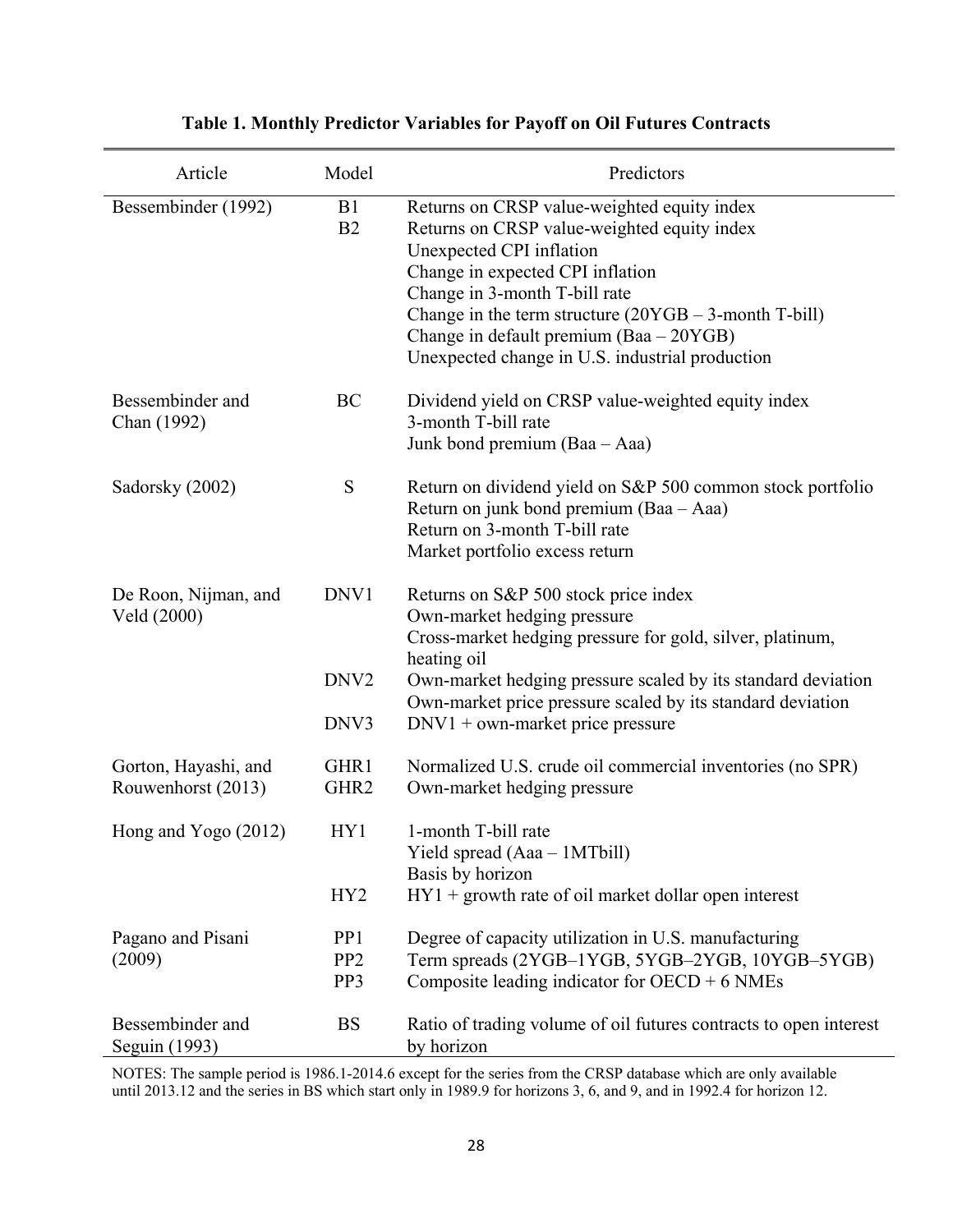**Table 1. Monthly Predictor Variables for Payoff on Oil Futures Contracts**

| Article | Model | Predictors |
|---|---|---|
| Bessembinder (1992) | B1 | Returns on CRSP value-weighted equity index |
| | B2 | Returns on CRSP value-weighted equity index |
| | | Unexpected CPI inflation |
| | | Change in expected CPI inflation |
| | | Change in 3-month T-bill rate |
| | | Change in the term structure (20YGB – 3-month T-bill) |
| | | Change in default premium (Baa – 20YGB) |
| | | Unexpected change in U.S. industrial production |
| Bessembinder and Chan (1992) | BC | Dividend yield on CRSP value-weighted equity index |
| | | 3-month T-bill rate |
| | | Junk bond premium (Baa – Aaa) |
| Sadorsky (2002) | S | Return on dividend yield on S&P 500 common stock portfolio |
| | | Return on junk bond premium (Baa – Aaa) |
| | | Return on 3-month T-bill rate |
| | | Market portfolio excess return |
| De Roon, Nijman, and Veld (2000) | DNV1 | Returns on S&P 500 stock price index |
| | | Own-market hedging pressure |
| | | Cross-market hedging pressure for gold, silver, platinum, heating oil |
| | DNV2 | Own-market hedging pressure scaled by its standard deviation |
| | | Own-market price pressure scaled by its standard deviation |
| | DNV3 | DNV1 + own-market price pressure |
| Gorton, Hayashi, and Rouwenhorst (2013) | GHR1 | Normalized U.S. crude oil commercial inventories (no SPR) |
| | GHR2 | Own-market hedging pressure |
| Hong and Yogo (2012) | HY1 | 1-month T-bill rate |
| | | Yield spread (Aaa – 1MTbill) |
| | | Basis by horizon |
| | HY2 | HY1 + growth rate of oil market dollar open interest |
| Pagano and Pisani (2009) | PP1 | Degree of capacity utilization in U.S. manufacturing |
| | PP2 | Term spreads (2YGB–1YGB, 5YGB–2YGB, 10YGB–5YGB) |
| | PP3 | Composite leading indicator for OECD + 6 NMEs |
| Bessembinder and Seguin (1993) | BS | Ratio of trading volume of oil futures contracts to open interest by horizon |

NOTES: The sample period is 1986.1-2014.6 except for the series from the CRSP database which are only available until 2013.12 and the series in BS which start only in 1989.9 for horizons 3, 6, and 9, and in 1992.4 for horizon 12.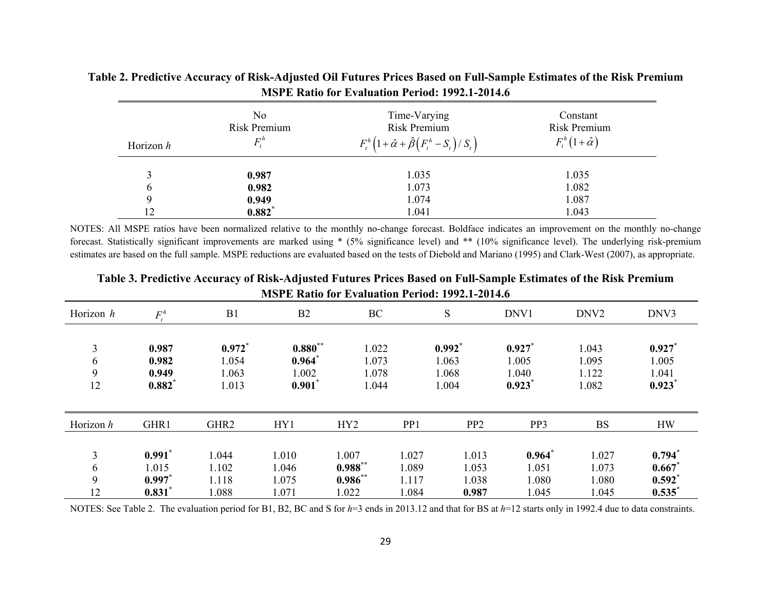**Table 2. Predictive Accuracy of Risk-Adjusted Oil Futures Prices Based on Full-Sample Estimates of the Risk Premium**
**MSPE Ratio for Evaluation Period: 1992.1-2014.6**

| Horizon $h$ | No Risk Premium $F_t^h$ | Time-Varying Risk Premium $F_t^h\left(1+\hat{\alpha}+\hat{\beta}\left(F_t^h-S_t\right)/S_t\right)$ | Constant Risk Premium $F_t^h\left(1+\hat{\alpha}\right)$ |
|---|---|---|---|
| 3 | **0.987** | 1.035 | 1.035 |
| 6 | **0.982** | 1.073 | 1.082 |
| 9 | **0.949** | 1.074 | 1.087 |
| 12 | **0.882*** | 1.041 | 1.043 |

NOTES: All MSPE ratios have been normalized relative to the monthly no-change forecast. Boldface indicates an improvement on the monthly no-change forecast. Statistically significant improvements are marked using * (5% significance level) and ** (10% significance level). The underlying risk-premium estimates are based on the full sample. MSPE reductions are evaluated based on the tests of Diebold and Mariano (1995) and Clark-West (2007), as appropriate.

**Table 3. Predictive Accuracy of Risk-Adjusted Futures Prices Based on Full-Sample Estimates of the Risk Premium**
**MSPE Ratio for Evaluation Period: 1992.1-2014.6**

| Horizon $h$ | $F_t^h$ | B1 | B2 | BC | S | DNV1 | DNV2 | DNV3 |
|---|---|---|---|---|---|---|---|---|
| 3 | **0.987** | **0.972*** | **0.880**** | 1.022 | **0.992*** | **0.927*** | 1.043 | **0.927*** |
| 6 | **0.982** | 1.054 | **0.964*** | 1.073 | 1.063 | 1.005 | 1.095 | 1.005 |
| 9 | **0.949** | 1.063 | 1.002 | 1.078 | 1.068 | 1.040 | 1.122 | 1.041 |
| 12 | **0.882*** | 1.013 | **0.901*** | 1.044 | 1.004 | **0.923*** | 1.082 | **0.923*** |

| Horizon $h$ | GHR1 | GHR2 | HY1 | HY2 | PP1 | PP2 | PP3 | BS | HW |
|---|---|---|---|---|---|---|---|---|---|
| 3 | **0.991*** | 1.044 | 1.010 | 1.007 | 1.027 | 1.013 | **0.964*** | 1.027 | **0.794*** |
| 6 | 1.015 | 1.102 | 1.046 | **0.988**** | 1.089 | 1.053 | 1.051 | 1.073 | **0.667*** |
| 9 | **0.997*** | 1.118 | 1.075 | **0.986**** | 1.117 | 1.038 | 1.080 | 1.080 | **0.592*** |
| 12 | **0.831*** | 1.088 | 1.071 | 1.022 | 1.084 | **0.987** | 1.045 | 1.045 | **0.535*** |

NOTES: See Table 2. The evaluation period for B1, B2, BC and S for $h$=3 ends in 2013.12 and that for BS at $h$=12 starts only in 1992.4 due to data constraints.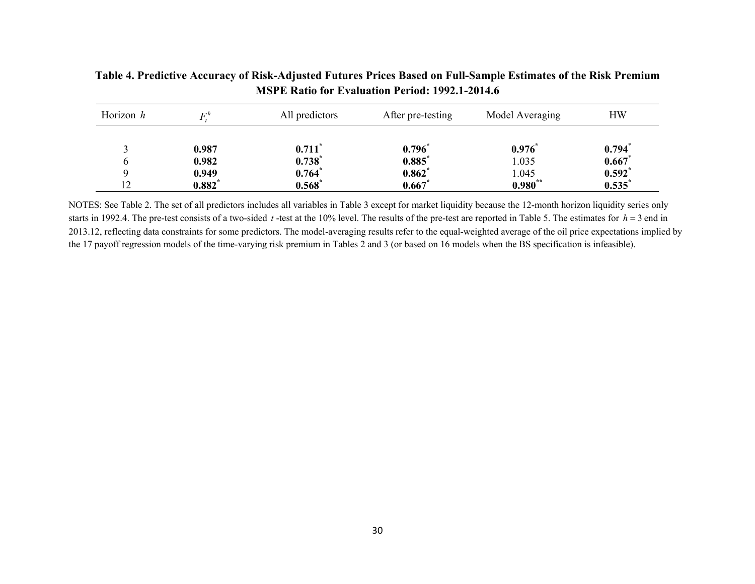**Table 4. Predictive Accuracy of Risk-Adjusted Futures Prices Based on Full-Sample Estimates of the Risk Premium MSPE Ratio for Evaluation Period: 1992.1-2014.6**

| Horizon $h$ | $F_t^h$ | All predictors | After pre-testing | Model Averaging | HW |
|---|---|---|---|---|---|
| 3 | **0.987** | **0.711**$^{*}$ | **0.796**$^{*}$ | **0.976**$^{*}$ | **0.794**$^{*}$ |
| 6 | **0.982** | **0.738**$^{*}$ | **0.885**$^{*}$ | 1.035 | **0.667**$^{*}$ |
| 9 | **0.949** | **0.764**$^{*}$ | **0.862**$^{*}$ | 1.045 | **0.592**$^{*}$ |
| 12 | **0.882**$^{*}$ | **0.568**$^{*}$ | **0.667**$^{*}$ | **0.980**$^{**}$ | **0.535**$^{*}$ |

NOTES: See Table 2. The set of all predictors includes all variables in Table 3 except for market liquidity because the 12-month horizon liquidity series only starts in 1992.4. The pre-test consists of a two-sided $t$-test at the 10% level. The results of the pre-test are reported in Table 5. The estimates for $h = 3$ end in 2013.12, reflecting data constraints for some predictors. The model-averaging results refer to the equal-weighted average of the oil price expectations implied by the 17 payoff regression models of the time-varying risk premium in Tables 2 and 3 (or based on 16 models when the BS specification is infeasible).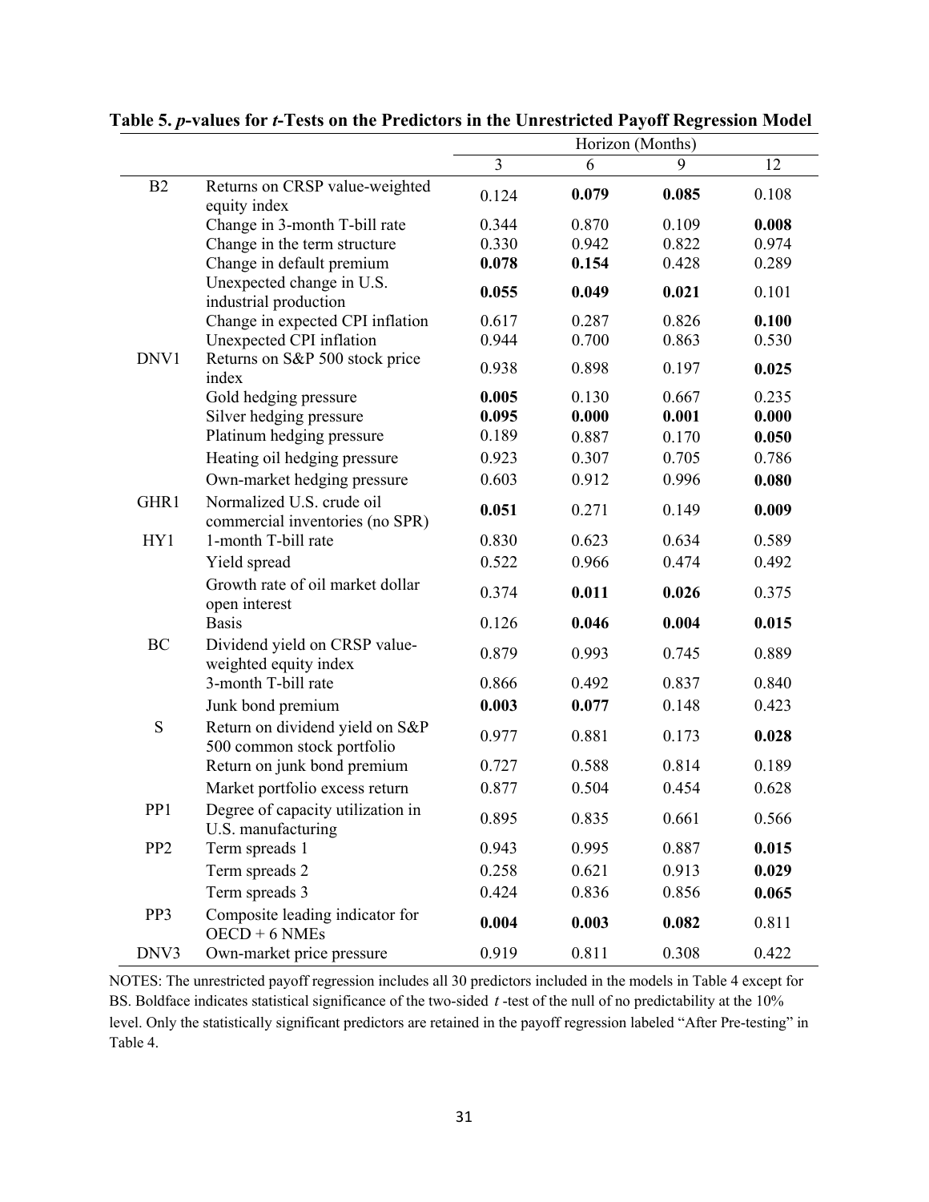**Table 5. *p*-values for *t*-Tests on the Predictors in the Unrestricted Payoff Regression Model**

| | | Horizon (Months) | | | |
|---|---|---|---|---|---|
| | | 3 | 6 | 9 | 12 |
| B2 | Returns on CRSP value-weighted equity index | 0.124 | **0.079** | **0.085** | 0.108 |
| | Change in 3-month T-bill rate | 0.344 | 0.870 | 0.109 | **0.008** |
| | Change in the term structure | 0.330 | 0.942 | 0.822 | 0.974 |
| | Change in default premium | **0.078** | **0.154** | 0.428 | 0.289 |
| | Unexpected change in U.S. industrial production | **0.055** | **0.049** | **0.021** | 0.101 |
| | Change in expected CPI inflation | 0.617 | 0.287 | 0.826 | **0.100** |
| | Unexpected CPI inflation | 0.944 | 0.700 | 0.863 | 0.530 |
| DNV1 | Returns on S&P 500 stock price index | 0.938 | 0.898 | 0.197 | **0.025** |
| | Gold hedging pressure | **0.005** | 0.130 | 0.667 | 0.235 |
| | Silver hedging pressure | **0.095** | **0.000** | **0.001** | **0.000** |
| | Platinum hedging pressure | 0.189 | 0.887 | 0.170 | **0.050** |
| | Heating oil hedging pressure | 0.923 | 0.307 | 0.705 | 0.786 |
| | Own-market hedging pressure | 0.603 | 0.912 | 0.996 | **0.080** |
| GHR1 | Normalized U.S. crude oil commercial inventories (no SPR) | **0.051** | 0.271 | 0.149 | **0.009** |
| HY1 | 1-month T-bill rate | 0.830 | 0.623 | 0.634 | 0.589 |
| | Yield spread | 0.522 | 0.966 | 0.474 | 0.492 |
| | Growth rate of oil market dollar open interest | 0.374 | **0.011** | **0.026** | 0.375 |
| | Basis | 0.126 | **0.046** | **0.004** | **0.015** |
| BC | Dividend yield on CRSP value-weighted equity index | 0.879 | 0.993 | 0.745 | 0.889 |
| | 3-month T-bill rate | 0.866 | 0.492 | 0.837 | 0.840 |
| | Junk bond premium | **0.003** | **0.077** | 0.148 | 0.423 |
| S | Return on dividend yield on S&P 500 common stock portfolio | 0.977 | 0.881 | 0.173 | **0.028** |
| | Return on junk bond premium | 0.727 | 0.588 | 0.814 | 0.189 |
| | Market portfolio excess return | 0.877 | 0.504 | 0.454 | 0.628 |
| PP1 | Degree of capacity utilization in U.S. manufacturing | 0.895 | 0.835 | 0.661 | 0.566 |
| PP2 | Term spreads 1 | 0.943 | 0.995 | 0.887 | **0.015** |
| | Term spreads 2 | 0.258 | 0.621 | 0.913 | **0.029** |
| | Term spreads 3 | 0.424 | 0.836 | 0.856 | **0.065** |
| PP3 | Composite leading indicator for OECD + 6 NMEs | **0.004** | **0.003** | **0.082** | 0.811 |
| DNV3 | Own-market price pressure | 0.919 | 0.811 | 0.308 | 0.422 |

NOTES: The unrestricted payoff regression includes all 30 predictors included in the models in Table 4 except for BS. Boldface indicates statistical significance of the two-sided $t$-test of the null of no predictability at the 10% level. Only the statistically significant predictors are retained in the payoff regression labeled "After Pre-testing" in Table 4.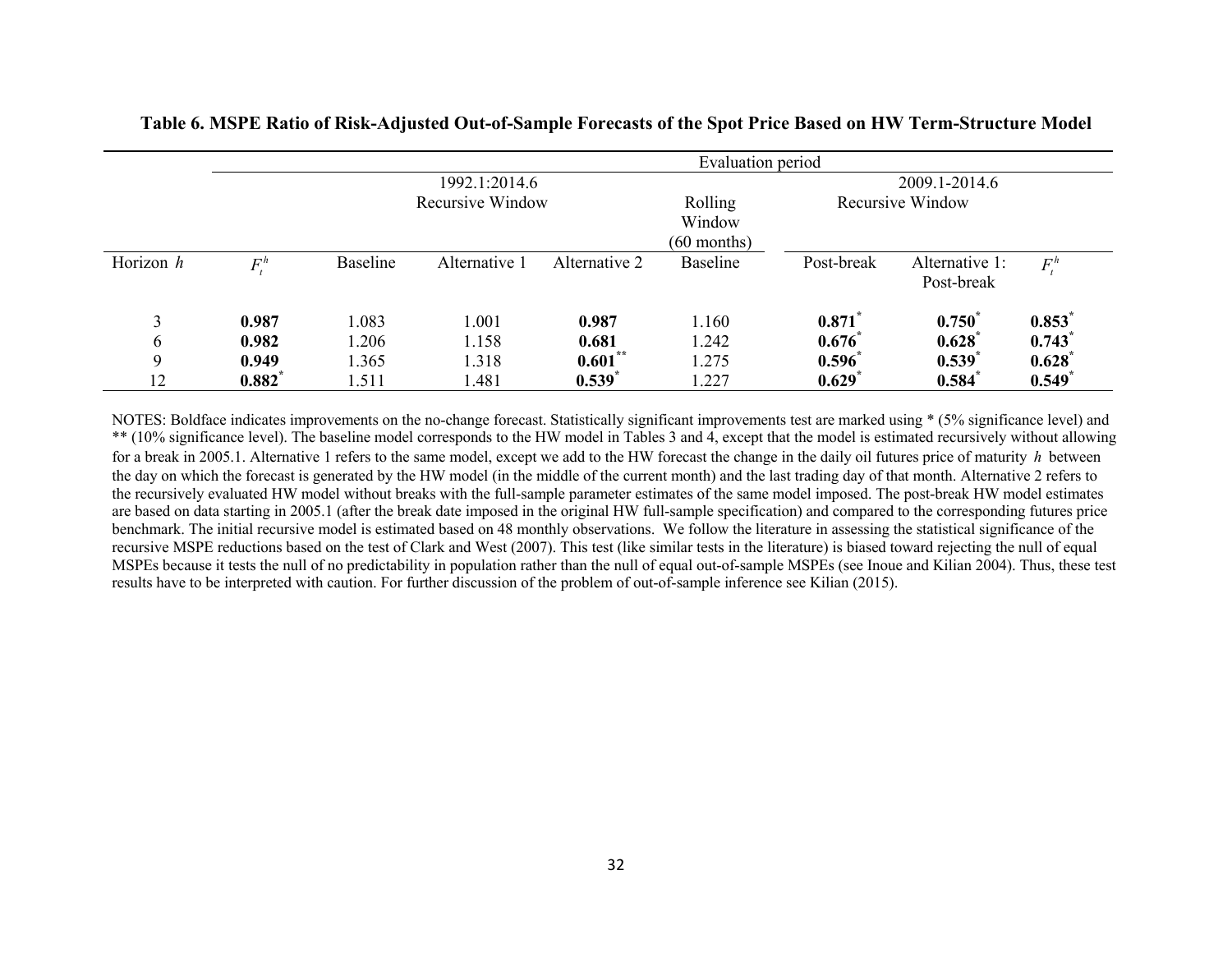**Table 6. MSPE Ratio of Risk-Adjusted Out-of-Sample Forecasts of the Spot Price Based on HW Term-Structure Model**

| | Evaluation period | | | | | | | |
|---|---|---|---|---|---|---|---|---|
| | 1992.1:2014.6 | | | | | 2009.1-2014.6 | | |
| | Recursive Window | | | | Rolling Window (60 months) | Recursive Window | | |
| Horizon $h$ | $F_t^h$ | Baseline | Alternative 1 | Alternative 2 | Baseline | Post-break | Alternative 1: Post-break | $F_t^h$ |
| 3 | **0.987** | 1.083 | 1.001 | **0.987** | 1.160 | **0.871**\* | **0.750**\* | **0.853**\* |
| 6 | **0.982** | 1.206 | 1.158 | **0.681** | 1.242 | **0.676**\* | **0.628**\* | **0.743**\* |
| 9 | **0.949** | 1.365 | 1.318 | **0.601**\*\* | 1.275 | **0.596**\* | **0.539**\* | **0.628**\* |
| 12 | **0.882**\* | 1.511 | 1.481 | **0.539**\* | 1.227 | **0.629**\* | **0.584**\* | **0.549**\* |

NOTES: Boldface indicates improvements on the no-change forecast. Statistically significant improvements test are marked using * (5% significance level) and ** (10% significance level). The baseline model corresponds to the HW model in Tables 3 and 4, except that the model is estimated recursively without allowing for a break in 2005.1. Alternative 1 refers to the same model, except we add to the HW forecast the change in the daily oil futures price of maturity $h$ between the day on which the forecast is generated by the HW model (in the middle of the current month) and the last trading day of that month. Alternative 2 refers to the recursively evaluated HW model without breaks with the full-sample parameter estimates of the same model imposed. The post-break HW model estimates are based on data starting in 2005.1 (after the break date imposed in the original HW full-sample specification) and compared to the corresponding futures price benchmark. The initial recursive model is estimated based on 48 monthly observations. We follow the literature in assessing the statistical significance of the recursive MSPE reductions based on the test of Clark and West (2007). This test (like similar tests in the literature) is biased toward rejecting the null of equal MSPEs because it tests the null of no predictability in population rather than the null of equal out-of-sample MSPEs (see Inoue and Kilian 2004). Thus, these test results have to be interpreted with caution. For further discussion of the problem of out-of-sample inference see Kilian (2015).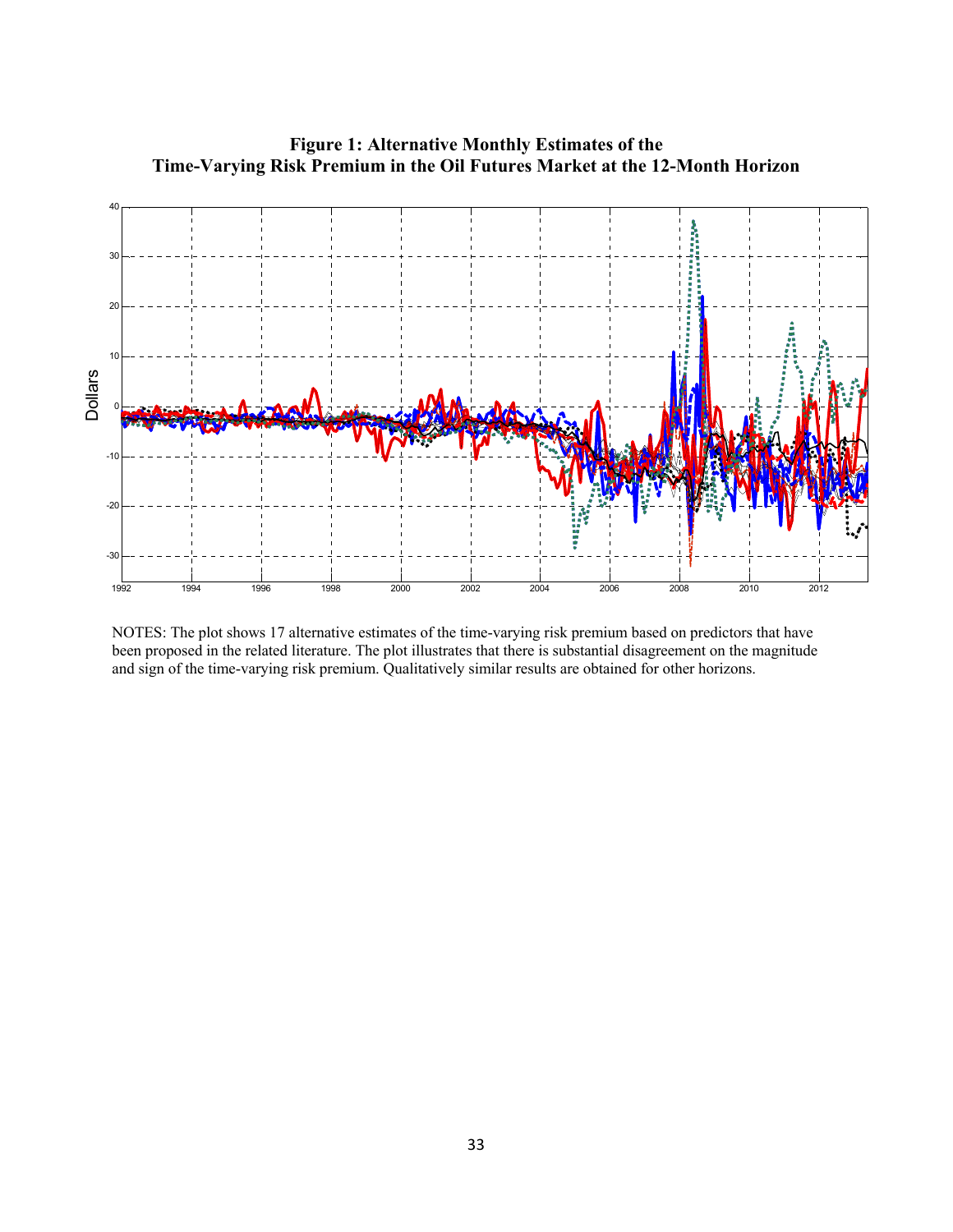**Figure 1: Alternative Monthly Estimates of the Time-Varying Risk Premium in the Oil Futures Market at the 12-Month Horizon**

NOTES: The plot shows 17 alternative estimates of the time-varying risk premium based on predictors that have been proposed in the related literature. The plot illustrates that there is substantial disagreement on the magnitude and sign of the time-varying risk premium. Qualitatively similar results are obtained for other horizons.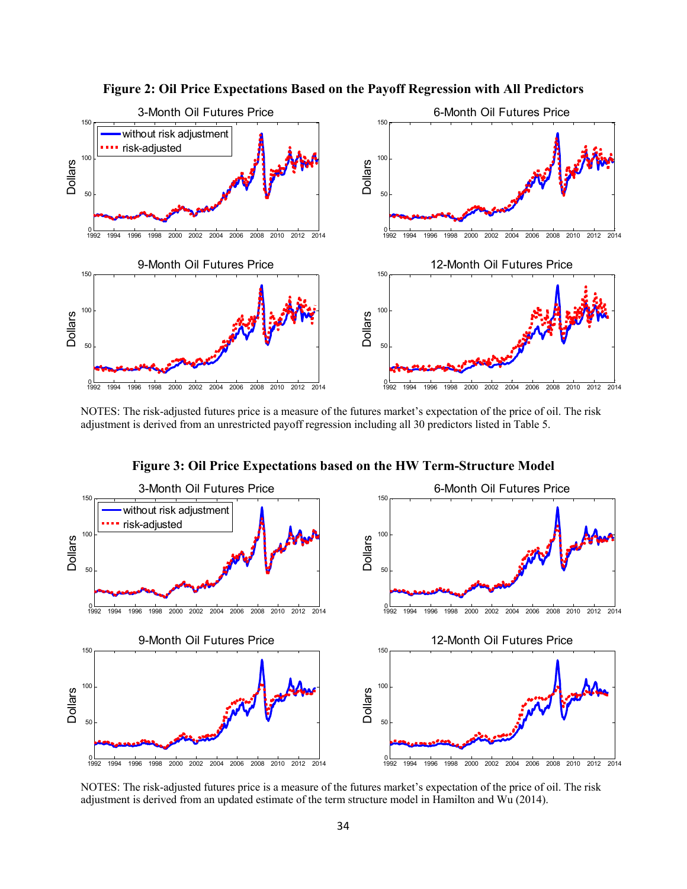**Figure 2: Oil Price Expectations Based on the Payoff Regression with All Predictors**

NOTES: The risk-adjusted futures price is a measure of the futures market's expectation of the price of oil. The risk adjustment is derived from an unrestricted payoff regression including all 30 predictors listed in Table 5.

**Figure 3: Oil Price Expectations based on the HW Term-Structure Model**

NOTES: The risk-adjusted futures price is a measure of the futures market's expectation of the price of oil. The risk adjustment is derived from an updated estimate of the term structure model in Hamilton and Wu (2014).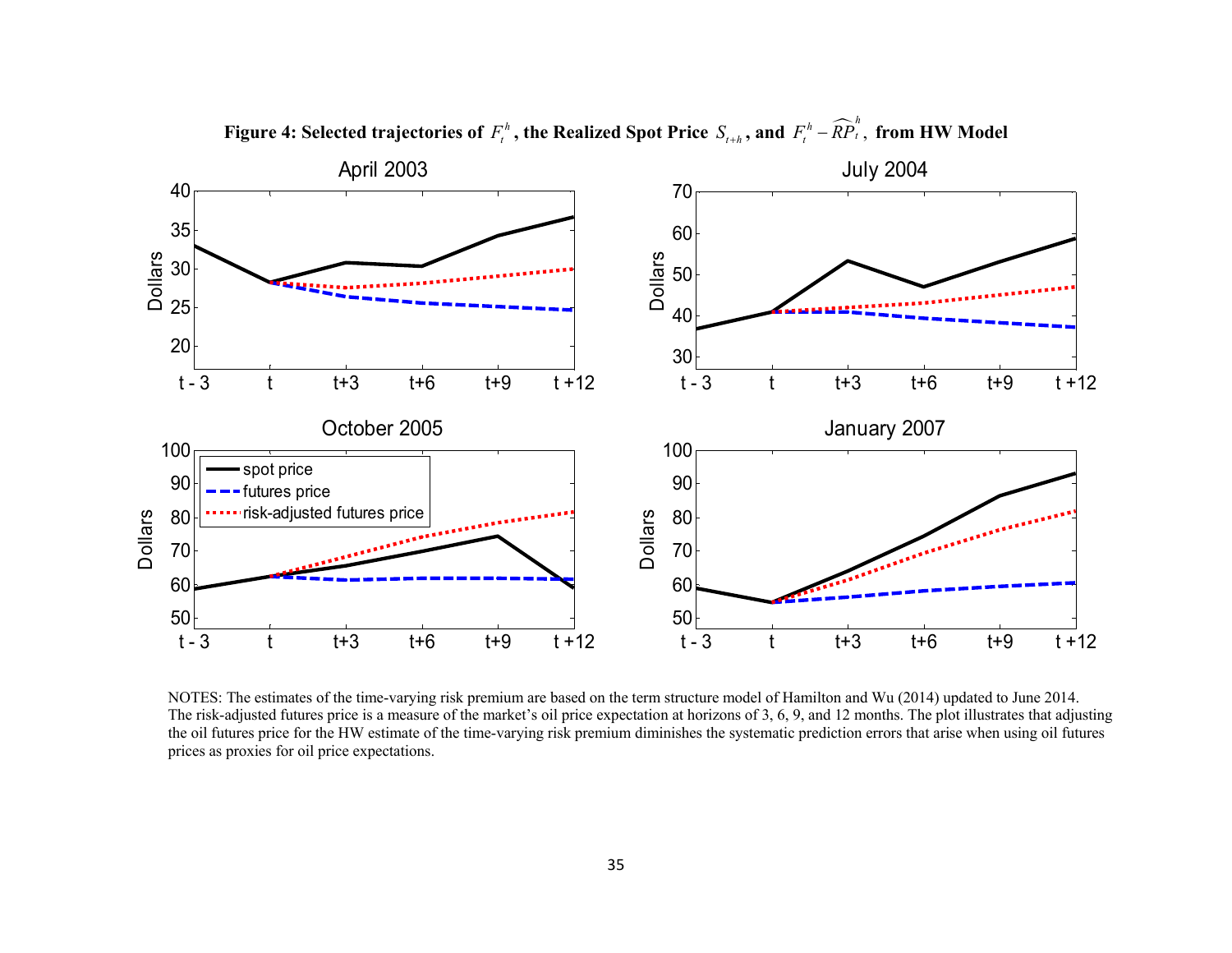**Figure 4: Selected trajectories of $F_t^h$, the Realized Spot Price $S_{t+h}$, and $F_t^h - \widehat{RP}_t^h$, from HW Model**

April 2003

Dollars

40
35
30
25
20

t - 3 t t+3 t+6 t+9 t +12

July 2004

Dollars

70
60
50
40
30

t - 3 t t+3 t+6 t+9 t +12

October 2005

Dollars

100
90
80
70
60
50

t - 3 t t+3 t+6 t+9 t +12

spot price
futures price
risk-adjusted futures price

January 2007

Dollars

100
90
80
70
60
50

t - 3 t t+3 t+6 t+9 t +12

NOTES: The estimates of the time-varying risk premium are based on the term structure model of Hamilton and Wu (2014) updated to June 2014. The risk-adjusted futures price is a measure of the market's oil price expectation at horizons of 3, 6, 9, and 12 months. The plot illustrates that adjusting the oil futures price for the HW estimate of the time-varying risk premium diminishes the systematic prediction errors that arise when using oil futures prices as proxies for oil price expectations.